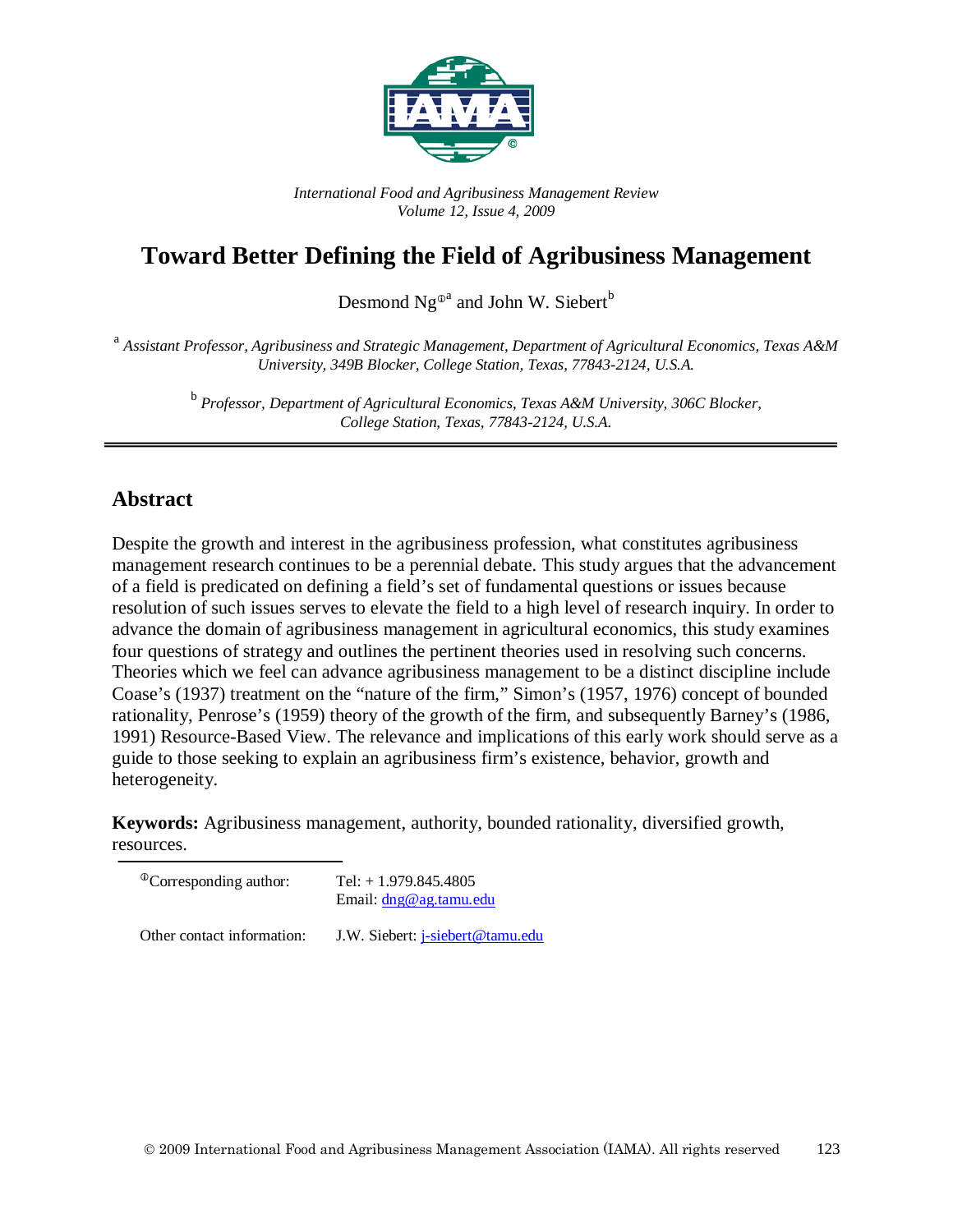*International Food and Agribusiness Management Review*
*Volume 12, Issue 4, 2009*

# Toward Better Defining the Field of Agribusiness Management

Desmond Ng[Φa] and John W. Siebert[b]

[a] *Assistant Professor, Agribusiness and Strategic Management, Department of Agricultural Economics, Texas A&M University, 349B Blocker, College Station, Texas, 77843-2124, U.S.A.*

[b] *Professor, Department of Agricultural Economics, Texas A&M University, 306C Blocker, College Station, Texas, 77843-2124, U.S.A.*

## Abstract

Despite the growth and interest in the agribusiness profession, what constitutes agribusiness management research continues to be a perennial debate. This study argues that the advancement of a field is predicated on defining a field's set of fundamental questions or issues because resolution of such issues serves to elevate the field to a high level of research inquiry. In order to advance the domain of agribusiness management in agricultural economics, this study examines four questions of strategy and outlines the pertinent theories used in resolving such concerns. Theories which we feel can advance agribusiness management to be a distinct discipline include Coase's (1937) treatment on the "nature of the firm," Simon's (1957, 1976) concept of bounded rationality, Penrose's (1959) theory of the growth of the firm, and subsequently Barney's (1986, 1991) Resource-Based View. The relevance and implications of this early work should serve as a guide to those seeking to explain an agribusiness firm's existence, behavior, growth and heterogeneity.

**Keywords:** Agribusiness management, authority, bounded rationality, diversified growth, resources.

[Φ]Corresponding author: Tel: + 1.979.845.4805
Email: dng@ag.tamu.edu

Other contact information: J.W. Siebert: j-siebert@tamu.edu

© 2009 International Food and Agribusiness Management Association (IAMA). All rights reserved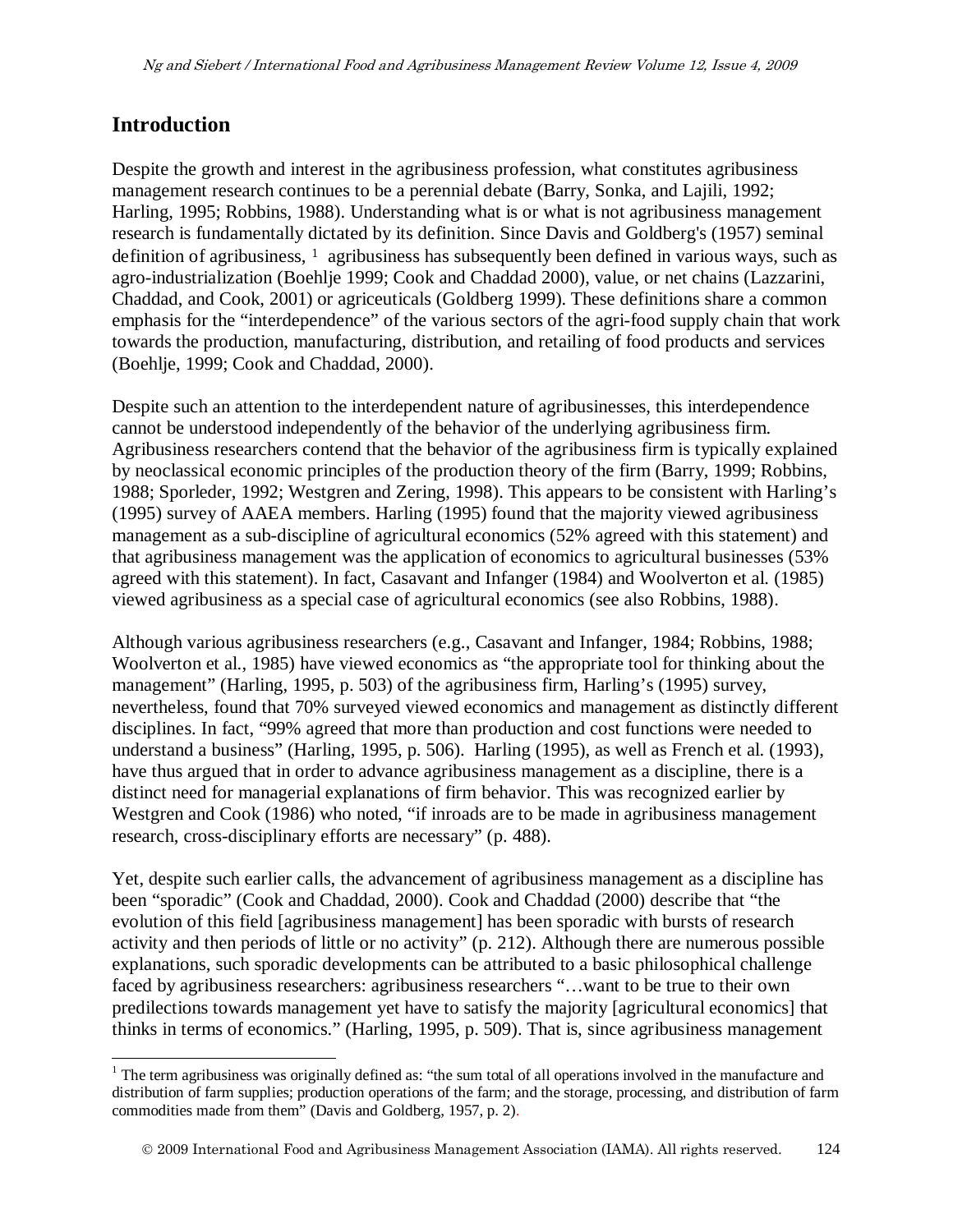## Introduction

Despite the growth and interest in the agribusiness profession, what constitutes agribusiness management research continues to be a perennial debate (Barry, Sonka, and Lajili, 1992; Harling, 1995; Robbins, 1988). Understanding what is or what is not agribusiness management research is fundamentally dictated by its definition. Since Davis and Goldberg's (1957) seminal definition of agribusiness, [1] agribusiness has subsequently been defined in various ways, such as agro-industrialization (Boehlje 1999; Cook and Chaddad 2000), value, or net chains (Lazzarini, Chaddad, and Cook, 2001) or agriceuticals (Goldberg 1999). These definitions share a common emphasis for the "interdependence" of the various sectors of the agri-food supply chain that work towards the production, manufacturing, distribution, and retailing of food products and services (Boehlje, 1999; Cook and Chaddad, 2000).

Despite such an attention to the interdependent nature of agribusinesses, this interdependence cannot be understood independently of the behavior of the underlying agribusiness firm. Agribusiness researchers contend that the behavior of the agribusiness firm is typically explained by neoclassical economic principles of the production theory of the firm (Barry, 1999; Robbins, 1988; Sporleder, 1992; Westgren and Zering, 1998). This appears to be consistent with Harling's (1995) survey of AAEA members. Harling (1995) found that the majority viewed agribusiness management as a sub-discipline of agricultural economics (52% agreed with this statement) and that agribusiness management was the application of economics to agricultural businesses (53% agreed with this statement). In fact, Casavant and Infanger (1984) and Woolverton et al. (1985) viewed agribusiness as a special case of agricultural economics (see also Robbins, 1988).

Although various agribusiness researchers (e.g., Casavant and Infanger, 1984; Robbins, 1988; Woolverton et al., 1985) have viewed economics as "the appropriate tool for thinking about the management" (Harling, 1995, p. 503) of the agribusiness firm, Harling's (1995) survey, nevertheless, found that 70% surveyed viewed economics and management as distinctly different disciplines. In fact, "99% agreed that more than production and cost functions were needed to understand a business" (Harling, 1995, p. 506). Harling (1995), as well as French et al. (1993), have thus argued that in order to advance agribusiness management as a discipline, there is a distinct need for managerial explanations of firm behavior. This was recognized earlier by Westgren and Cook (1986) who noted, "if inroads are to be made in agribusiness management research, cross-disciplinary efforts are necessary" (p. 488).

Yet, despite such earlier calls, the advancement of agribusiness management as a discipline has been "sporadic" (Cook and Chaddad, 2000). Cook and Chaddad (2000) describe that "the evolution of this field [agribusiness management] has been sporadic with bursts of research activity and then periods of little or no activity" (p. 212). Although there are numerous possible explanations, such sporadic developments can be attributed to a basic philosophical challenge faced by agribusiness researchers: agribusiness researchers "…want to be true to their own predilections towards management yet have to satisfy the majority [agricultural economics] that thinks in terms of economics." (Harling, 1995, p. 509). That is, since agribusiness management

[1] The term agribusiness was originally defined as: "the sum total of all operations involved in the manufacture and distribution of farm supplies; production operations of the farm; and the storage, processing, and distribution of farm commodities made from them" (Davis and Goldberg, 1957, p. 2).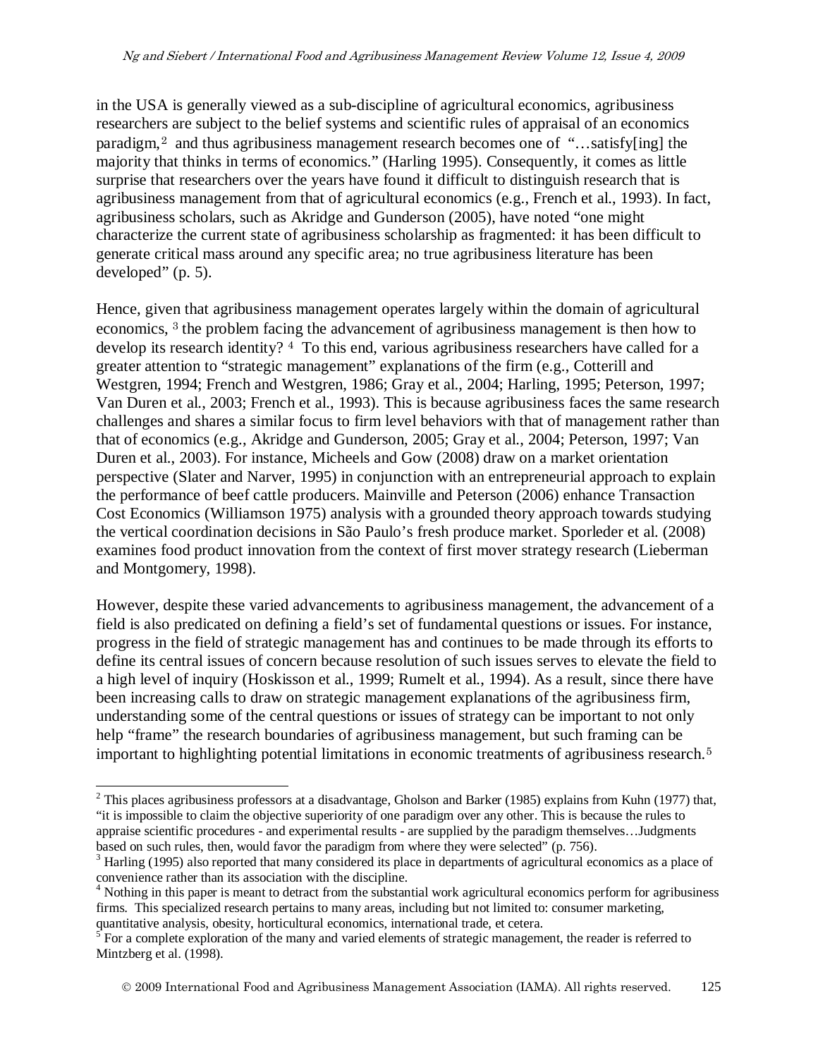in the USA is generally viewed as a sub-discipline of agricultural economics, agribusiness researchers are subject to the belief systems and scientific rules of appraisal of an economics paradigm,[2] and thus agribusiness management research becomes one of "…satisfy[ing] the majority that thinks in terms of economics." (Harling 1995). Consequently, it comes as little surprise that researchers over the years have found it difficult to distinguish research that is agribusiness management from that of agricultural economics (e.g., French et al., 1993). In fact, agribusiness scholars, such as Akridge and Gunderson (2005), have noted "one might characterize the current state of agribusiness scholarship as fragmented: it has been difficult to generate critical mass around any specific area; no true agribusiness literature has been developed" (p. 5).

Hence, given that agribusiness management operates largely within the domain of agricultural economics, [3] the problem facing the advancement of agribusiness management is then how to develop its research identity? [4] To this end, various agribusiness researchers have called for a greater attention to "strategic management" explanations of the firm (e.g., Cotterill and Westgren, 1994; French and Westgren, 1986; Gray et al., 2004; Harling, 1995; Peterson, 1997; Van Duren et al., 2003; French et al., 1993). This is because agribusiness faces the same research challenges and shares a similar focus to firm level behaviors with that of management rather than that of economics (e.g., Akridge and Gunderson, 2005; Gray et al., 2004; Peterson, 1997; Van Duren et al., 2003). For instance, Micheels and Gow (2008) draw on a market orientation perspective (Slater and Narver, 1995) in conjunction with an entrepreneurial approach to explain the performance of beef cattle producers. Mainville and Peterson (2006) enhance Transaction Cost Economics (Williamson 1975) analysis with a grounded theory approach towards studying the vertical coordination decisions in São Paulo's fresh produce market. Sporleder et al. (2008) examines food product innovation from the context of first mover strategy research (Lieberman and Montgomery, 1998).

However, despite these varied advancements to agribusiness management, the advancement of a field is also predicated on defining a field's set of fundamental questions or issues. For instance, progress in the field of strategic management has and continues to be made through its efforts to define its central issues of concern because resolution of such issues serves to elevate the field to a high level of inquiry (Hoskisson et al., 1999; Rumelt et al., 1994). As a result, since there have been increasing calls to draw on strategic management explanations of the agribusiness firm, understanding some of the central questions or issues of strategy can be important to not only help "frame" the research boundaries of agribusiness management, but such framing can be important to highlighting potential limitations in economic treatments of agribusiness research.[5]

---

[2] This places agribusiness professors at a disadvantage, Gholson and Barker (1985) explains from Kuhn (1977) that, "it is impossible to claim the objective superiority of one paradigm over any other. This is because the rules to appraise scientific procedures - and experimental results - are supplied by the paradigm themselves…Judgments based on such rules, then, would favor the paradigm from where they were selected" (p. 756).

[3] Harling (1995) also reported that many considered its place in departments of agricultural economics as a place of convenience rather than its association with the discipline.

[4] Nothing in this paper is meant to detract from the substantial work agricultural economics perform for agribusiness firms. This specialized research pertains to many areas, including but not limited to: consumer marketing, quantitative analysis, obesity, horticultural economics, international trade, et cetera.

[5] For a complete exploration of the many and varied elements of strategic management, the reader is referred to Mintzberg et al. (1998).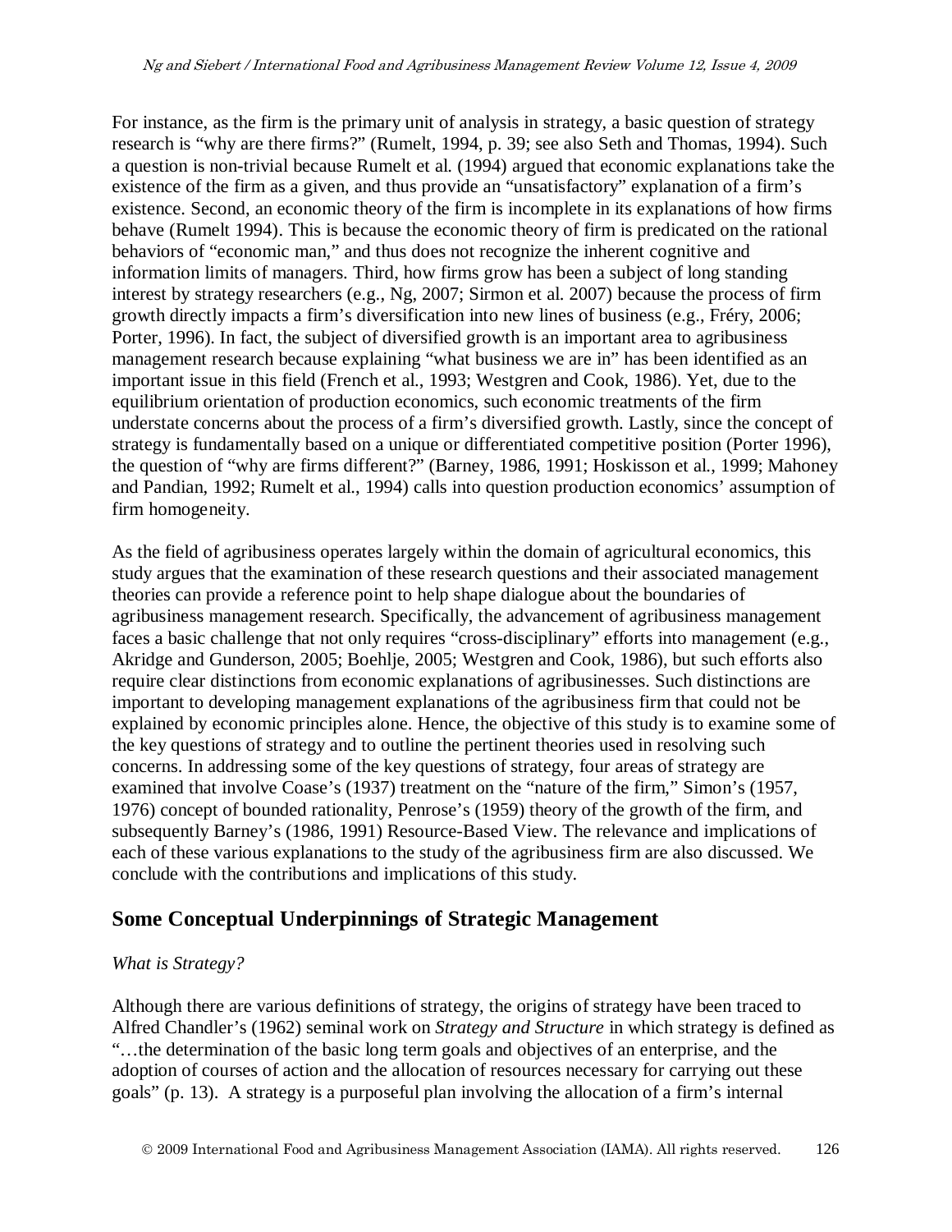For instance, as the firm is the primary unit of analysis in strategy, a basic question of strategy research is "why are there firms?" (Rumelt, 1994, p. 39; see also Seth and Thomas, 1994). Such a question is non-trivial because Rumelt et al. (1994) argued that economic explanations take the existence of the firm as a given, and thus provide an "unsatisfactory" explanation of a firm's existence. Second, an economic theory of the firm is incomplete in its explanations of how firms behave (Rumelt 1994). This is because the economic theory of firm is predicated on the rational behaviors of "economic man," and thus does not recognize the inherent cognitive and information limits of managers. Third, how firms grow has been a subject of long standing interest by strategy researchers (e.g., Ng, 2007; Sirmon et al. 2007) because the process of firm growth directly impacts a firm's diversification into new lines of business (e.g., Fréry, 2006; Porter, 1996). In fact, the subject of diversified growth is an important area to agribusiness management research because explaining "what business we are in" has been identified as an important issue in this field (French et al., 1993; Westgren and Cook, 1986). Yet, due to the equilibrium orientation of production economics, such economic treatments of the firm understate concerns about the process of a firm's diversified growth. Lastly, since the concept of strategy is fundamentally based on a unique or differentiated competitive position (Porter 1996), the question of "why are firms different?" (Barney, 1986, 1991; Hoskisson et al., 1999; Mahoney and Pandian, 1992; Rumelt et al., 1994) calls into question production economics' assumption of firm homogeneity.

As the field of agribusiness operates largely within the domain of agricultural economics, this study argues that the examination of these research questions and their associated management theories can provide a reference point to help shape dialogue about the boundaries of agribusiness management research. Specifically, the advancement of agribusiness management faces a basic challenge that not only requires "cross-disciplinary" efforts into management (e.g., Akridge and Gunderson, 2005; Boehlje, 2005; Westgren and Cook, 1986), but such efforts also require clear distinctions from economic explanations of agribusinesses. Such distinctions are important to developing management explanations of the agribusiness firm that could not be explained by economic principles alone. Hence, the objective of this study is to examine some of the key questions of strategy and to outline the pertinent theories used in resolving such concerns. In addressing some of the key questions of strategy, four areas of strategy are examined that involve Coase's (1937) treatment on the "nature of the firm," Simon's (1957, 1976) concept of bounded rationality, Penrose's (1959) theory of the growth of the firm, and subsequently Barney's (1986, 1991) Resource-Based View. The relevance and implications of each of these various explanations to the study of the agribusiness firm are also discussed. We conclude with the contributions and implications of this study.

## Some Conceptual Underpinnings of Strategic Management

*What is Strategy?*

Although there are various definitions of strategy, the origins of strategy have been traced to Alfred Chandler's (1962) seminal work on *Strategy and Structure* in which strategy is defined as "…the determination of the basic long term goals and objectives of an enterprise, and the adoption of courses of action and the allocation of resources necessary for carrying out these goals" (p. 13). A strategy is a purposeful plan involving the allocation of a firm's internal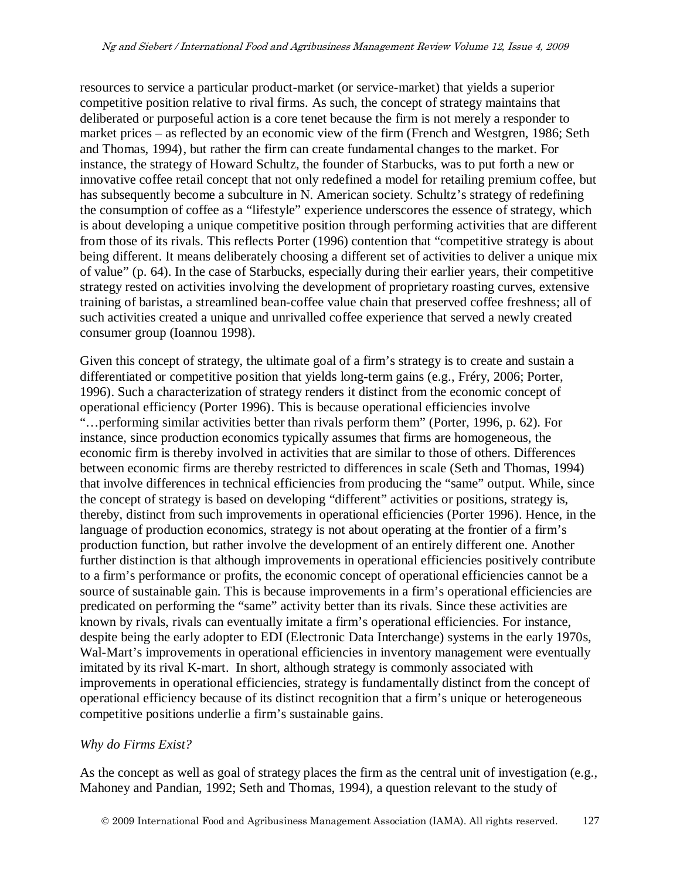resources to service a particular product-market (or service-market) that yields a superior competitive position relative to rival firms. As such, the concept of strategy maintains that deliberated or purposeful action is a core tenet because the firm is not merely a responder to market prices – as reflected by an economic view of the firm (French and Westgren, 1986; Seth and Thomas, 1994), but rather the firm can create fundamental changes to the market. For instance, the strategy of Howard Schultz, the founder of Starbucks, was to put forth a new or innovative coffee retail concept that not only redefined a model for retailing premium coffee, but has subsequently become a subculture in N. American society. Schultz's strategy of redefining the consumption of coffee as a "lifestyle" experience underscores the essence of strategy, which is about developing a unique competitive position through performing activities that are different from those of its rivals. This reflects Porter (1996) contention that "competitive strategy is about being different. It means deliberately choosing a different set of activities to deliver a unique mix of value" (p. 64). In the case of Starbucks, especially during their earlier years, their competitive strategy rested on activities involving the development of proprietary roasting curves, extensive training of baristas, a streamlined bean-coffee value chain that preserved coffee freshness; all of such activities created a unique and unrivalled coffee experience that served a newly created consumer group (Ioannou 1998).

Given this concept of strategy, the ultimate goal of a firm's strategy is to create and sustain a differentiated or competitive position that yields long-term gains (e.g., Fréry, 2006; Porter, 1996). Such a characterization of strategy renders it distinct from the economic concept of operational efficiency (Porter 1996). This is because operational efficiencies involve "…performing similar activities better than rivals perform them" (Porter, 1996, p. 62). For instance, since production economics typically assumes that firms are homogeneous, the economic firm is thereby involved in activities that are similar to those of others. Differences between economic firms are thereby restricted to differences in scale (Seth and Thomas, 1994) that involve differences in technical efficiencies from producing the "same" output. While, since the concept of strategy is based on developing "different" activities or positions, strategy is, thereby, distinct from such improvements in operational efficiencies (Porter 1996). Hence, in the language of production economics, strategy is not about operating at the frontier of a firm's production function, but rather involve the development of an entirely different one. Another further distinction is that although improvements in operational efficiencies positively contribute to a firm's performance or profits, the economic concept of operational efficiencies cannot be a source of sustainable gain. This is because improvements in a firm's operational efficiencies are predicated on performing the "same" activity better than its rivals. Since these activities are known by rivals, rivals can eventually imitate a firm's operational efficiencies. For instance, despite being the early adopter to EDI (Electronic Data Interchange) systems in the early 1970s, Wal-Mart's improvements in operational efficiencies in inventory management were eventually imitated by its rival K-mart. In short, although strategy is commonly associated with improvements in operational efficiencies, strategy is fundamentally distinct from the concept of operational efficiency because of its distinct recognition that a firm's unique or heterogeneous competitive positions underlie a firm's sustainable gains.

### *Why do Firms Exist?*

As the concept as well as goal of strategy places the firm as the central unit of investigation (e.g., Mahoney and Pandian, 1992; Seth and Thomas, 1994), a question relevant to the study of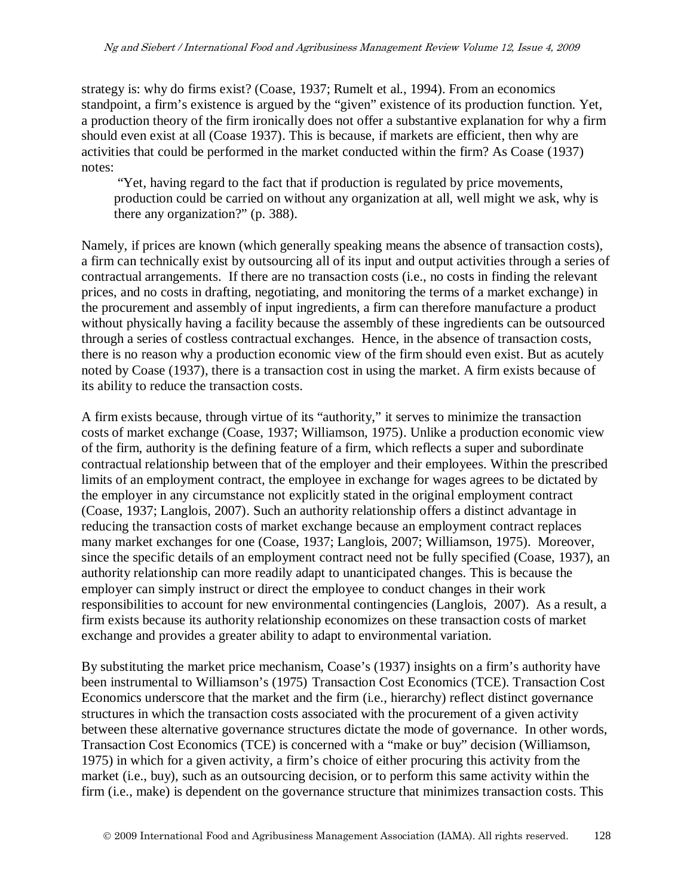strategy is: why do firms exist? (Coase, 1937; Rumelt et al., 1994). From an economics standpoint, a firm's existence is argued by the "given" existence of its production function. Yet, a production theory of the firm ironically does not offer a substantive explanation for why a firm should even exist at all (Coase 1937). This is because, if markets are efficient, then why are activities that could be performed in the market conducted within the firm? As Coase (1937) notes:

> "Yet, having regard to the fact that if production is regulated by price movements, production could be carried on without any organization at all, well might we ask, why is there any organization?" (p. 388).

Namely, if prices are known (which generally speaking means the absence of transaction costs), a firm can technically exist by outsourcing all of its input and output activities through a series of contractual arrangements. If there are no transaction costs (i.e., no costs in finding the relevant prices, and no costs in drafting, negotiating, and monitoring the terms of a market exchange) in the procurement and assembly of input ingredients, a firm can therefore manufacture a product without physically having a facility because the assembly of these ingredients can be outsourced through a series of costless contractual exchanges. Hence, in the absence of transaction costs, there is no reason why a production economic view of the firm should even exist. But as acutely noted by Coase (1937), there is a transaction cost in using the market. A firm exists because of its ability to reduce the transaction costs.

A firm exists because, through virtue of its "authority," it serves to minimize the transaction costs of market exchange (Coase, 1937; Williamson, 1975). Unlike a production economic view of the firm, authority is the defining feature of a firm, which reflects a super and subordinate contractual relationship between that of the employer and their employees. Within the prescribed limits of an employment contract, the employee in exchange for wages agrees to be dictated by the employer in any circumstance not explicitly stated in the original employment contract (Coase, 1937; Langlois, 2007). Such an authority relationship offers a distinct advantage in reducing the transaction costs of market exchange because an employment contract replaces many market exchanges for one (Coase, 1937; Langlois, 2007; Williamson, 1975). Moreover, since the specific details of an employment contract need not be fully specified (Coase, 1937), an authority relationship can more readily adapt to unanticipated changes. This is because the employer can simply instruct or direct the employee to conduct changes in their work responsibilities to account for new environmental contingencies (Langlois, 2007). As a result, a firm exists because its authority relationship economizes on these transaction costs of market exchange and provides a greater ability to adapt to environmental variation.

By substituting the market price mechanism, Coase's (1937) insights on a firm's authority have been instrumental to Williamson's (1975) Transaction Cost Economics (TCE). Transaction Cost Economics underscore that the market and the firm (i.e., hierarchy) reflect distinct governance structures in which the transaction costs associated with the procurement of a given activity between these alternative governance structures dictate the mode of governance. In other words, Transaction Cost Economics (TCE) is concerned with a "make or buy" decision (Williamson, 1975) in which for a given activity, a firm's choice of either procuring this activity from the market (i.e., buy), such as an outsourcing decision, or to perform this same activity within the firm (i.e., make) is dependent on the governance structure that minimizes transaction costs. This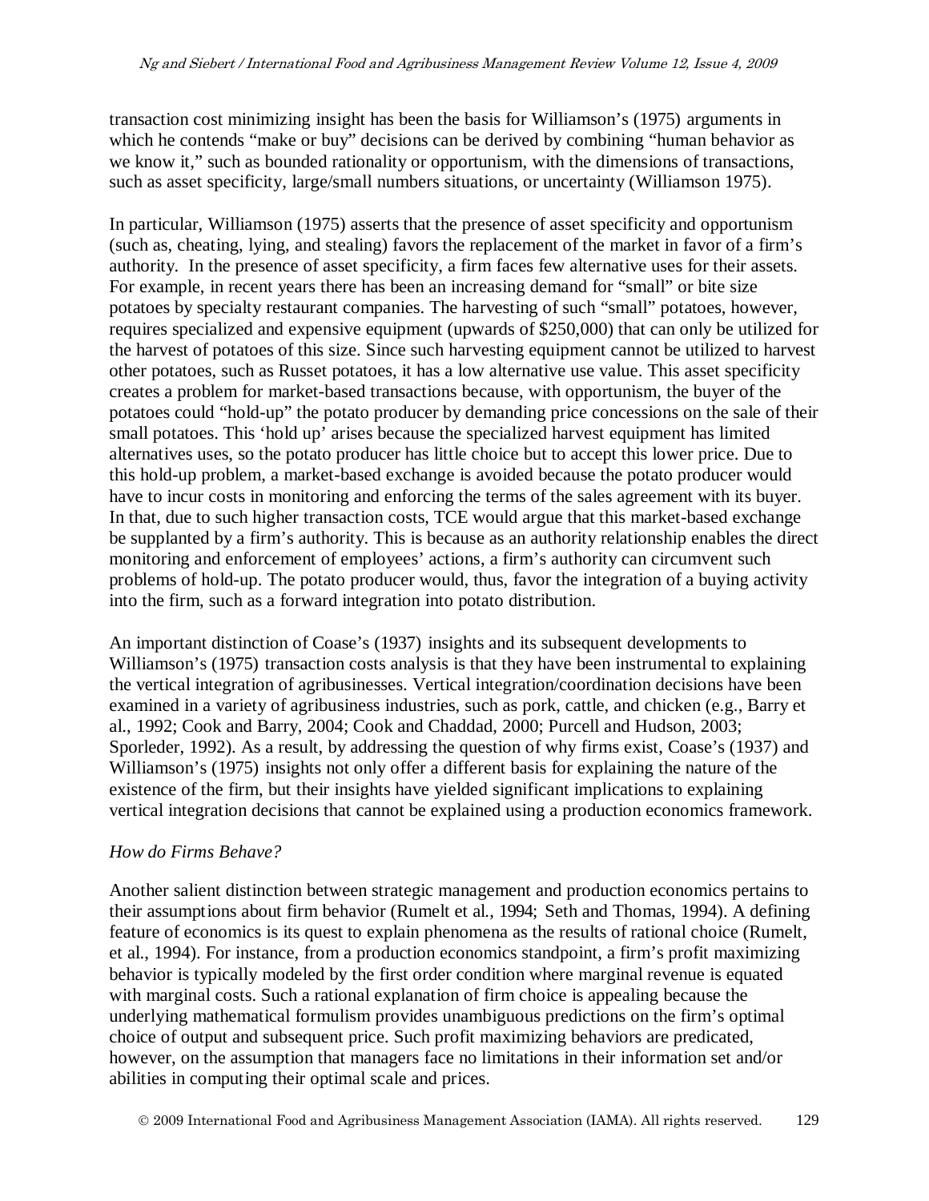transaction cost minimizing insight has been the basis for Williamson's (1975) arguments in which he contends "make or buy" decisions can be derived by combining "human behavior as we know it," such as bounded rationality or opportunism, with the dimensions of transactions, such as asset specificity, large/small numbers situations, or uncertainty (Williamson 1975).

In particular, Williamson (1975) asserts that the presence of asset specificity and opportunism (such as, cheating, lying, and stealing) favors the replacement of the market in favor of a firm's authority. In the presence of asset specificity, a firm faces few alternative uses for their assets. For example, in recent years there has been an increasing demand for "small" or bite size potatoes by specialty restaurant companies. The harvesting of such "small" potatoes, however, requires specialized and expensive equipment (upwards of $250,000) that can only be utilized for the harvest of potatoes of this size. Since such harvesting equipment cannot be utilized to harvest other potatoes, such as Russet potatoes, it has a low alternative use value. This asset specificity creates a problem for market-based transactions because, with opportunism, the buyer of the potatoes could "hold-up" the potato producer by demanding price concessions on the sale of their small potatoes. This 'hold up' arises because the specialized harvest equipment has limited alternatives uses, so the potato producer has little choice but to accept this lower price. Due to this hold-up problem, a market-based exchange is avoided because the potato producer would have to incur costs in monitoring and enforcing the terms of the sales agreement with its buyer. In that, due to such higher transaction costs, TCE would argue that this market-based exchange be supplanted by a firm's authority. This is because as an authority relationship enables the direct monitoring and enforcement of employees' actions, a firm's authority can circumvent such problems of hold-up. The potato producer would, thus, favor the integration of a buying activity into the firm, such as a forward integration into potato distribution.

An important distinction of Coase's (1937) insights and its subsequent developments to Williamson's (1975) transaction costs analysis is that they have been instrumental to explaining the vertical integration of agribusinesses. Vertical integration/coordination decisions have been examined in a variety of agribusiness industries, such as pork, cattle, and chicken (e.g., Barry et al., 1992; Cook and Barry, 2004; Cook and Chaddad, 2000; Purcell and Hudson, 2003; Sporleder, 1992). As a result, by addressing the question of why firms exist, Coase's (1937) and Williamson's (1975) insights not only offer a different basis for explaining the nature of the existence of the firm, but their insights have yielded significant implications to explaining vertical integration decisions that cannot be explained using a production economics framework.

### *How do Firms Behave?*

Another salient distinction between strategic management and production economics pertains to their assumptions about firm behavior (Rumelt et al., 1994; Seth and Thomas, 1994). A defining feature of economics is its quest to explain phenomena as the results of rational choice (Rumelt, et al., 1994). For instance, from a production economics standpoint, a firm's profit maximizing behavior is typically modeled by the first order condition where marginal revenue is equated with marginal costs. Such a rational explanation of firm choice is appealing because the underlying mathematical formulism provides unambiguous predictions on the firm's optimal choice of output and subsequent price. Such profit maximizing behaviors are predicated, however, on the assumption that managers face no limitations in their information set and/or abilities in computing their optimal scale and prices.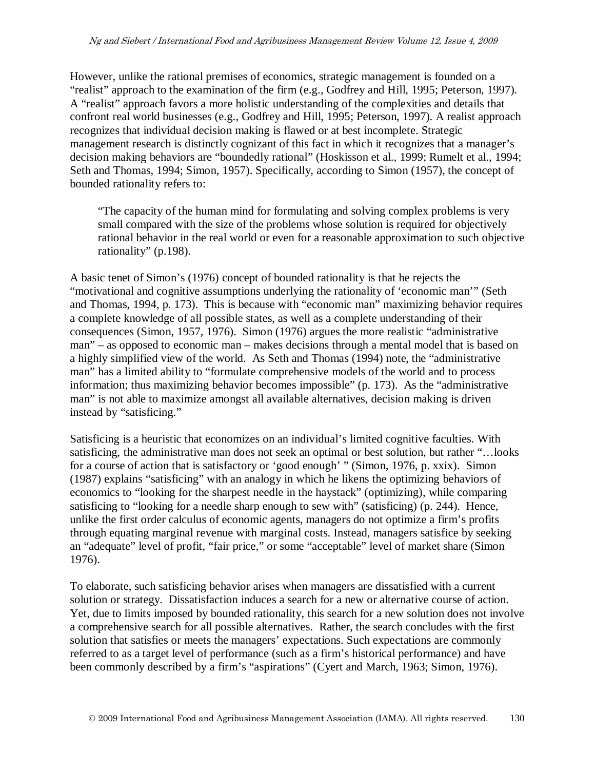However, unlike the rational premises of economics, strategic management is founded on a "realist" approach to the examination of the firm (e.g., Godfrey and Hill, 1995; Peterson, 1997). A "realist" approach favors a more holistic understanding of the complexities and details that confront real world businesses (e.g., Godfrey and Hill, 1995; Peterson, 1997). A realist approach recognizes that individual decision making is flawed or at best incomplete. Strategic management research is distinctly cognizant of this fact in which it recognizes that a manager's decision making behaviors are "boundedly rational" (Hoskisson et al., 1999; Rumelt et al., 1994; Seth and Thomas, 1994; Simon, 1957). Specifically, according to Simon (1957), the concept of bounded rationality refers to:

> "The capacity of the human mind for formulating and solving complex problems is very small compared with the size of the problems whose solution is required for objectively rational behavior in the real world or even for a reasonable approximation to such objective rationality" (p.198).

A basic tenet of Simon's (1976) concept of bounded rationality is that he rejects the "motivational and cognitive assumptions underlying the rationality of 'economic man'" (Seth and Thomas, 1994, p. 173). This is because with "economic man" maximizing behavior requires a complete knowledge of all possible states, as well as a complete understanding of their consequences (Simon, 1957, 1976). Simon (1976) argues the more realistic "administrative man" – as opposed to economic man – makes decisions through a mental model that is based on a highly simplified view of the world. As Seth and Thomas (1994) note, the "administrative man" has a limited ability to "formulate comprehensive models of the world and to process information; thus maximizing behavior becomes impossible" (p. 173). As the "administrative man" is not able to maximize amongst all available alternatives, decision making is driven instead by "satisficing."

Satisficing is a heuristic that economizes on an individual's limited cognitive faculties. With satisficing, the administrative man does not seek an optimal or best solution, but rather "…looks for a course of action that is satisfactory or 'good enough' " (Simon, 1976, p. xxix). Simon (1987) explains "satisficing" with an analogy in which he likens the optimizing behaviors of economics to "looking for the sharpest needle in the haystack" (optimizing), while comparing satisficing to "looking for a needle sharp enough to sew with" (satisficing) (p. 244). Hence, unlike the first order calculus of economic agents, managers do not optimize a firm's profits through equating marginal revenue with marginal costs. Instead, managers satisfice by seeking an "adequate" level of profit, "fair price," or some "acceptable" level of market share (Simon 1976).

To elaborate, such satisficing behavior arises when managers are dissatisfied with a current solution or strategy. Dissatisfaction induces a search for a new or alternative course of action. Yet, due to limits imposed by bounded rationality, this search for a new solution does not involve a comprehensive search for all possible alternatives. Rather, the search concludes with the first solution that satisfies or meets the managers' expectations. Such expectations are commonly referred to as a target level of performance (such as a firm's historical performance) and have been commonly described by a firm's "aspirations" (Cyert and March, 1963; Simon, 1976).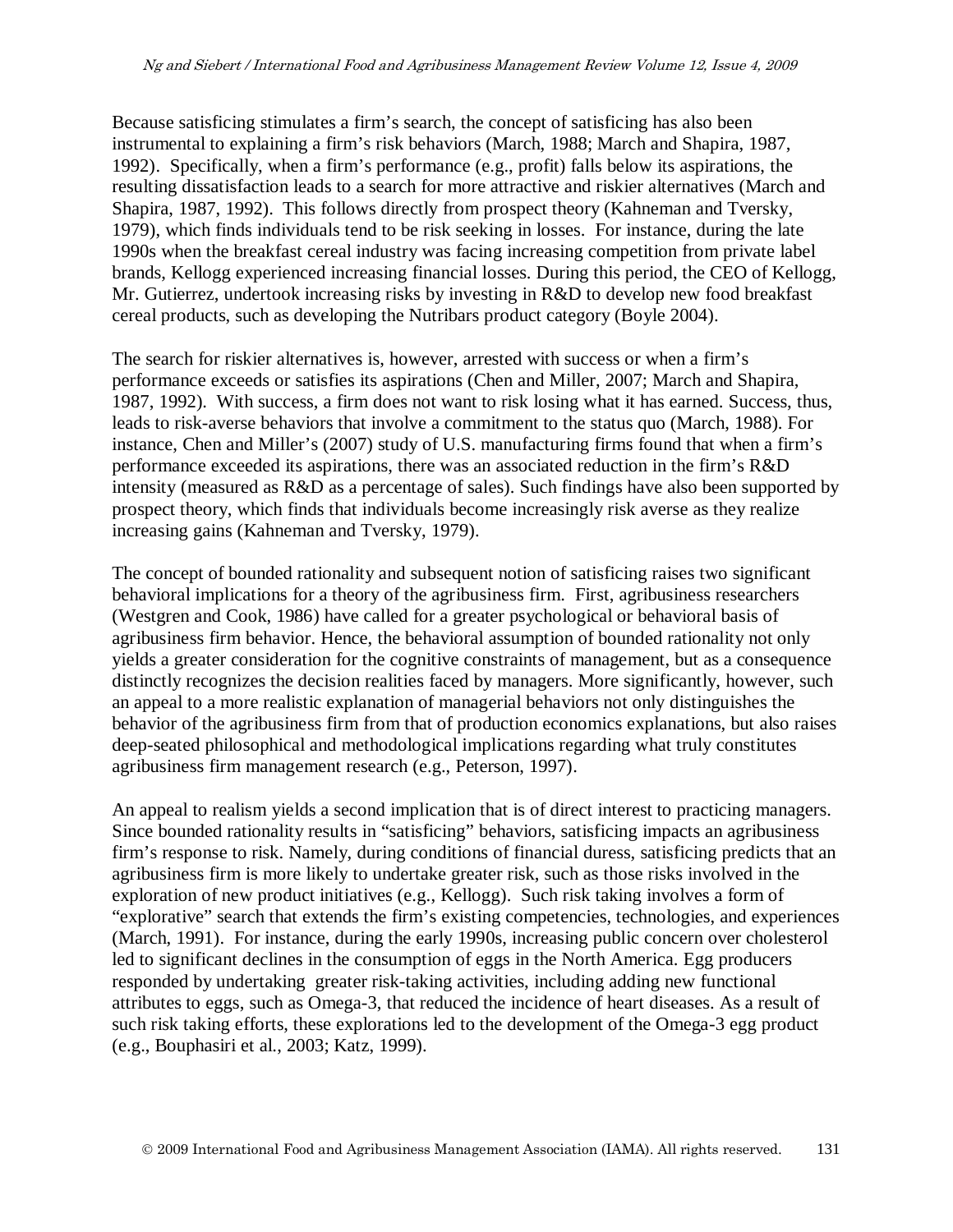Because satisficing stimulates a firm's search, the concept of satisficing has also been instrumental to explaining a firm's risk behaviors (March, 1988; March and Shapira, 1987, 1992). Specifically, when a firm's performance (e.g., profit) falls below its aspirations, the resulting dissatisfaction leads to a search for more attractive and riskier alternatives (March and Shapira, 1987, 1992). This follows directly from prospect theory (Kahneman and Tversky, 1979), which finds individuals tend to be risk seeking in losses. For instance, during the late 1990s when the breakfast cereal industry was facing increasing competition from private label brands, Kellogg experienced increasing financial losses. During this period, the CEO of Kellogg, Mr. Gutierrez, undertook increasing risks by investing in R&D to develop new food breakfast cereal products, such as developing the Nutribars product category (Boyle 2004).

The search for riskier alternatives is, however, arrested with success or when a firm's performance exceeds or satisfies its aspirations (Chen and Miller, 2007; March and Shapira, 1987, 1992). With success, a firm does not want to risk losing what it has earned. Success, thus, leads to risk-averse behaviors that involve a commitment to the status quo (March, 1988). For instance, Chen and Miller's (2007) study of U.S. manufacturing firms found that when a firm's performance exceeded its aspirations, there was an associated reduction in the firm's R&D intensity (measured as R&D as a percentage of sales). Such findings have also been supported by prospect theory, which finds that individuals become increasingly risk averse as they realize increasing gains (Kahneman and Tversky, 1979).

The concept of bounded rationality and subsequent notion of satisficing raises two significant behavioral implications for a theory of the agribusiness firm. First, agribusiness researchers (Westgren and Cook, 1986) have called for a greater psychological or behavioral basis of agribusiness firm behavior. Hence, the behavioral assumption of bounded rationality not only yields a greater consideration for the cognitive constraints of management, but as a consequence distinctly recognizes the decision realities faced by managers. More significantly, however, such an appeal to a more realistic explanation of managerial behaviors not only distinguishes the behavior of the agribusiness firm from that of production economics explanations, but also raises deep-seated philosophical and methodological implications regarding what truly constitutes agribusiness firm management research (e.g., Peterson, 1997).

An appeal to realism yields a second implication that is of direct interest to practicing managers. Since bounded rationality results in "satisficing" behaviors, satisficing impacts an agribusiness firm's response to risk. Namely, during conditions of financial duress, satisficing predicts that an agribusiness firm is more likely to undertake greater risk, such as those risks involved in the exploration of new product initiatives (e.g., Kellogg). Such risk taking involves a form of "explorative" search that extends the firm's existing competencies, technologies, and experiences (March, 1991). For instance, during the early 1990s, increasing public concern over cholesterol led to significant declines in the consumption of eggs in the North America. Egg producers responded by undertaking greater risk-taking activities, including adding new functional attributes to eggs, such as Omega-3, that reduced the incidence of heart diseases. As a result of such risk taking efforts, these explorations led to the development of the Omega-3 egg product (e.g., Bouphasiri et al., 2003; Katz, 1999).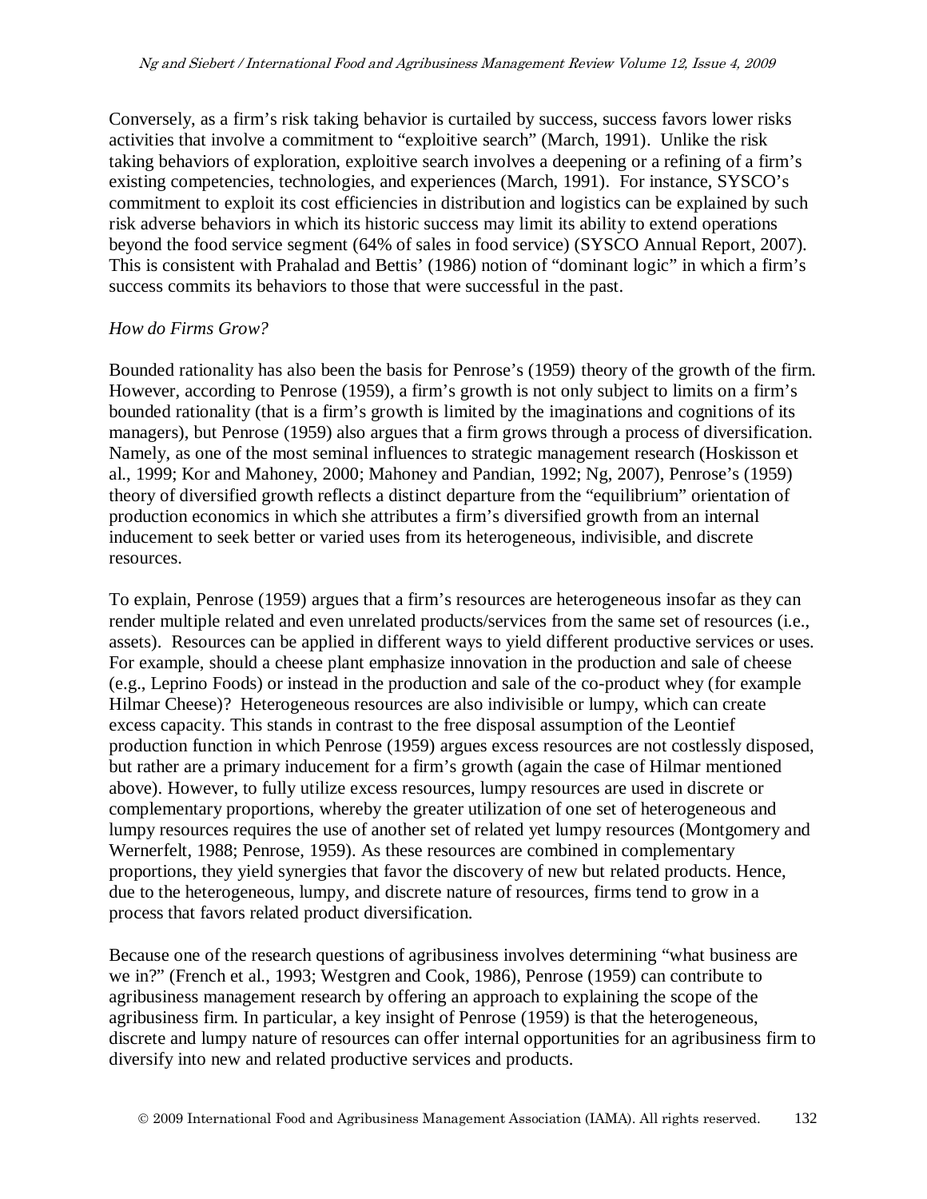Conversely, as a firm's risk taking behavior is curtailed by success, success favors lower risks activities that involve a commitment to "exploitive search" (March, 1991). Unlike the risk taking behaviors of exploration, exploitive search involves a deepening or a refining of a firm's existing competencies, technologies, and experiences (March, 1991). For instance, SYSCO's commitment to exploit its cost efficiencies in distribution and logistics can be explained by such risk adverse behaviors in which its historic success may limit its ability to extend operations beyond the food service segment (64% of sales in food service) (SYSCO Annual Report, 2007). This is consistent with Prahalad and Bettis' (1986) notion of "dominant logic" in which a firm's success commits its behaviors to those that were successful in the past.

*How do Firms Grow?*

Bounded rationality has also been the basis for Penrose's (1959) theory of the growth of the firm. However, according to Penrose (1959), a firm's growth is not only subject to limits on a firm's bounded rationality (that is a firm's growth is limited by the imaginations and cognitions of its managers), but Penrose (1959) also argues that a firm grows through a process of diversification. Namely, as one of the most seminal influences to strategic management research (Hoskisson et al., 1999; Kor and Mahoney, 2000; Mahoney and Pandian, 1992; Ng, 2007), Penrose's (1959) theory of diversified growth reflects a distinct departure from the "equilibrium" orientation of production economics in which she attributes a firm's diversified growth from an internal inducement to seek better or varied uses from its heterogeneous, indivisible, and discrete resources.

To explain, Penrose (1959) argues that a firm's resources are heterogeneous insofar as they can render multiple related and even unrelated products/services from the same set of resources (i.e., assets). Resources can be applied in different ways to yield different productive services or uses. For example, should a cheese plant emphasize innovation in the production and sale of cheese (e.g., Leprino Foods) or instead in the production and sale of the co-product whey (for example Hilmar Cheese)? Heterogeneous resources are also indivisible or lumpy, which can create excess capacity. This stands in contrast to the free disposal assumption of the Leontief production function in which Penrose (1959) argues excess resources are not costlessly disposed, but rather are a primary inducement for a firm's growth (again the case of Hilmar mentioned above). However, to fully utilize excess resources, lumpy resources are used in discrete or complementary proportions, whereby the greater utilization of one set of heterogeneous and lumpy resources requires the use of another set of related yet lumpy resources (Montgomery and Wernerfelt, 1988; Penrose, 1959). As these resources are combined in complementary proportions, they yield synergies that favor the discovery of new but related products. Hence, due to the heterogeneous, lumpy, and discrete nature of resources, firms tend to grow in a process that favors related product diversification.

Because one of the research questions of agribusiness involves determining "what business are we in?" (French et al., 1993; Westgren and Cook, 1986), Penrose (1959) can contribute to agribusiness management research by offering an approach to explaining the scope of the agribusiness firm. In particular, a key insight of Penrose (1959) is that the heterogeneous, discrete and lumpy nature of resources can offer internal opportunities for an agribusiness firm to diversify into new and related productive services and products.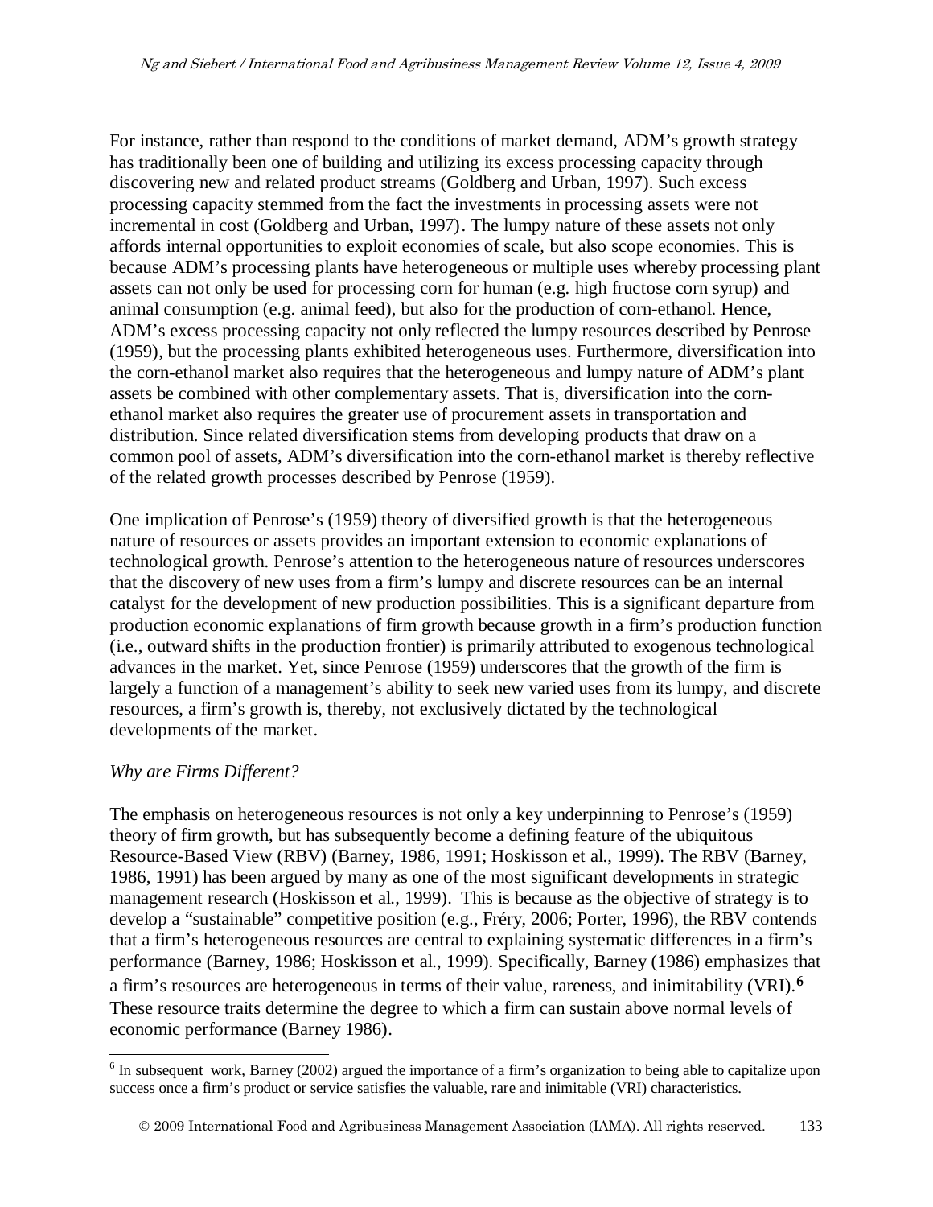For instance, rather than respond to the conditions of market demand, ADM's growth strategy has traditionally been one of building and utilizing its excess processing capacity through discovering new and related product streams (Goldberg and Urban, 1997). Such excess processing capacity stemmed from the fact the investments in processing assets were not incremental in cost (Goldberg and Urban, 1997). The lumpy nature of these assets not only affords internal opportunities to exploit economies of scale, but also scope economies. This is because ADM's processing plants have heterogeneous or multiple uses whereby processing plant assets can not only be used for processing corn for human (e.g. high fructose corn syrup) and animal consumption (e.g. animal feed), but also for the production of corn-ethanol. Hence, ADM's excess processing capacity not only reflected the lumpy resources described by Penrose (1959), but the processing plants exhibited heterogeneous uses. Furthermore, diversification into the corn-ethanol market also requires that the heterogeneous and lumpy nature of ADM's plant assets be combined with other complementary assets. That is, diversification into the corn-ethanol market also requires the greater use of procurement assets in transportation and distribution. Since related diversification stems from developing products that draw on a common pool of assets, ADM's diversification into the corn-ethanol market is thereby reflective of the related growth processes described by Penrose (1959).

One implication of Penrose's (1959) theory of diversified growth is that the heterogeneous nature of resources or assets provides an important extension to economic explanations of technological growth. Penrose's attention to the heterogeneous nature of resources underscores that the discovery of new uses from a firm's lumpy and discrete resources can be an internal catalyst for the development of new production possibilities. This is a significant departure from production economic explanations of firm growth because growth in a firm's production function (i.e., outward shifts in the production frontier) is primarily attributed to exogenous technological advances in the market. Yet, since Penrose (1959) underscores that the growth of the firm is largely a function of a management's ability to seek new varied uses from its lumpy, and discrete resources, a firm's growth is, thereby, not exclusively dictated by the technological developments of the market.

*Why are Firms Different?*

The emphasis on heterogeneous resources is not only a key underpinning to Penrose's (1959) theory of firm growth, but has subsequently become a defining feature of the ubiquitous Resource-Based View (RBV) (Barney, 1986, 1991; Hoskisson et al., 1999). The RBV (Barney, 1986, 1991) has been argued by many as one of the most significant developments in strategic management research (Hoskisson et al., 1999). This is because as the objective of strategy is to develop a "sustainable" competitive position (e.g., Fréry, 2006; Porter, 1996), the RBV contends that a firm's heterogeneous resources are central to explaining systematic differences in a firm's performance (Barney, 1986; Hoskisson et al., 1999). Specifically, Barney (1986) emphasizes that a firm's resources are heterogeneous in terms of their value, rareness, and inimitability (VRI).[6] These resource traits determine the degree to which a firm can sustain above normal levels of economic performance (Barney 1986).

[6] In subsequent work, Barney (2002) argued the importance of a firm's organization to being able to capitalize upon success once a firm's product or service satisfies the valuable, rare and inimitable (VRI) characteristics.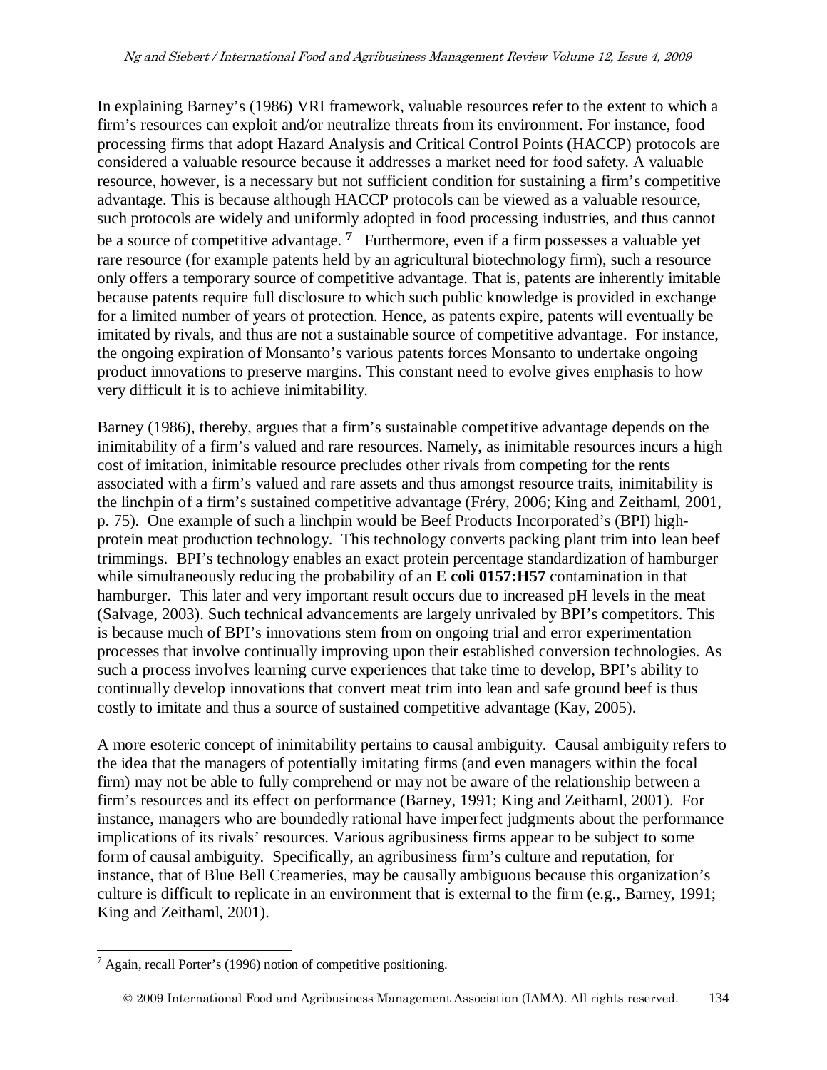In explaining Barney's (1986) VRI framework, valuable resources refer to the extent to which a firm's resources can exploit and/or neutralize threats from its environment. For instance, food processing firms that adopt Hazard Analysis and Critical Control Points (HACCP) protocols are considered a valuable resource because it addresses a market need for food safety. A valuable resource, however, is a necessary but not sufficient condition for sustaining a firm's competitive advantage. This is because although HACCP protocols can be viewed as a valuable resource, such protocols are widely and uniformly adopted in food processing industries, and thus cannot be a source of competitive advantage. [7] Furthermore, even if a firm possesses a valuable yet rare resource (for example patents held by an agricultural biotechnology firm), such a resource only offers a temporary source of competitive advantage. That is, patents are inherently imitable because patents require full disclosure to which such public knowledge is provided in exchange for a limited number of years of protection. Hence, as patents expire, patents will eventually be imitated by rivals, and thus are not a sustainable source of competitive advantage. For instance, the ongoing expiration of Monsanto's various patents forces Monsanto to undertake ongoing product innovations to preserve margins. This constant need to evolve gives emphasis to how very difficult it is to achieve inimitability.

Barney (1986), thereby, argues that a firm's sustainable competitive advantage depends on the inimitability of a firm's valued and rare resources. Namely, as inimitable resources incurs a high cost of imitation, inimitable resource precludes other rivals from competing for the rents associated with a firm's valued and rare assets and thus amongst resource traits, inimitability is the linchpin of a firm's sustained competitive advantage (Fréry, 2006; King and Zeithaml, 2001, p. 75). One example of such a linchpin would be Beef Products Incorporated's (BPI) high-protein meat production technology. This technology converts packing plant trim into lean beef trimmings. BPI's technology enables an exact protein percentage standardization of hamburger while simultaneously reducing the probability of an **E coli 0157:H57** contamination in that hamburger. This later and very important result occurs due to increased pH levels in the meat (Salvage, 2003). Such technical advancements are largely unrivaled by BPI's competitors. This is because much of BPI's innovations stem from on ongoing trial and error experimentation processes that involve continually improving upon their established conversion technologies. As such a process involves learning curve experiences that take time to develop, BPI's ability to continually develop innovations that convert meat trim into lean and safe ground beef is thus costly to imitate and thus a source of sustained competitive advantage (Kay, 2005).

A more esoteric concept of inimitability pertains to causal ambiguity. Causal ambiguity refers to the idea that the managers of potentially imitating firms (and even managers within the focal firm) may not be able to fully comprehend or may not be aware of the relationship between a firm's resources and its effect on performance (Barney, 1991; King and Zeithaml, 2001). For instance, managers who are boundedly rational have imperfect judgments about the performance implications of its rivals' resources. Various agribusiness firms appear to be subject to some form of causal ambiguity. Specifically, an agribusiness firm's culture and reputation, for instance, that of Blue Bell Creameries, may be causally ambiguous because this organization's culture is difficult to replicate in an environment that is external to the firm (e.g., Barney, 1991; King and Zeithaml, 2001).

---

[7] Again, recall Porter's (1996) notion of competitive positioning.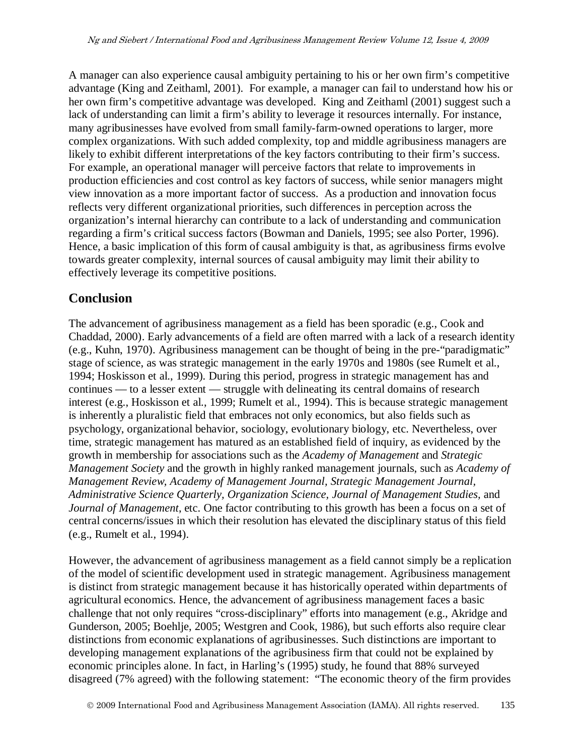A manager can also experience causal ambiguity pertaining to his or her own firm's competitive advantage (King and Zeithaml, 2001). For example, a manager can fail to understand how his or her own firm's competitive advantage was developed. King and Zeithaml (2001) suggest such a lack of understanding can limit a firm's ability to leverage it resources internally. For instance, many agribusinesses have evolved from small family-farm-owned operations to larger, more complex organizations. With such added complexity, top and middle agribusiness managers are likely to exhibit different interpretations of the key factors contributing to their firm's success. For example, an operational manager will perceive factors that relate to improvements in production efficiencies and cost control as key factors of success, while senior managers might view innovation as a more important factor of success. As a production and innovation focus reflects very different organizational priorities, such differences in perception across the organization's internal hierarchy can contribute to a lack of understanding and communication regarding a firm's critical success factors (Bowman and Daniels, 1995; see also Porter, 1996). Hence, a basic implication of this form of causal ambiguity is that, as agribusiness firms evolve towards greater complexity, internal sources of causal ambiguity may limit their ability to effectively leverage its competitive positions.

## Conclusion

The advancement of agribusiness management as a field has been sporadic (e.g., Cook and Chaddad, 2000). Early advancements of a field are often marred with a lack of a research identity (e.g., Kuhn, 1970). Agribusiness management can be thought of being in the pre-"paradigmatic" stage of science, as was strategic management in the early 1970s and 1980s (see Rumelt et al., 1994; Hoskisson et al., 1999). During this period, progress in strategic management has and continues — to a lesser extent — struggle with delineating its central domains of research interest (e.g., Hoskisson et al., 1999; Rumelt et al., 1994). This is because strategic management is inherently a pluralistic field that embraces not only economics, but also fields such as psychology, organizational behavior, sociology, evolutionary biology, etc. Nevertheless, over time, strategic management has matured as an established field of inquiry, as evidenced by the growth in membership for associations such as the *Academy of Management* and *Strategic Management Society* and the growth in highly ranked management journals, such as *Academy of Management Review, Academy of Management Journal, Strategic Management Journal, Administrative Science Quarterly, Organization Science, Journal of Management Studies,* and *Journal of Management*, etc. One factor contributing to this growth has been a focus on a set of central concerns/issues in which their resolution has elevated the disciplinary status of this field (e.g., Rumelt et al., 1994).

However, the advancement of agribusiness management as a field cannot simply be a replication of the model of scientific development used in strategic management. Agribusiness management is distinct from strategic management because it has historically operated within departments of agricultural economics. Hence, the advancement of agribusiness management faces a basic challenge that not only requires "cross-disciplinary" efforts into management (e.g., Akridge and Gunderson, 2005; Boehlje, 2005; Westgren and Cook, 1986), but such efforts also require clear distinctions from economic explanations of agribusinesses. Such distinctions are important to developing management explanations of the agribusiness firm that could not be explained by economic principles alone. In fact, in Harling's (1995) study, he found that 88% surveyed disagreed (7% agreed) with the following statement: "The economic theory of the firm provides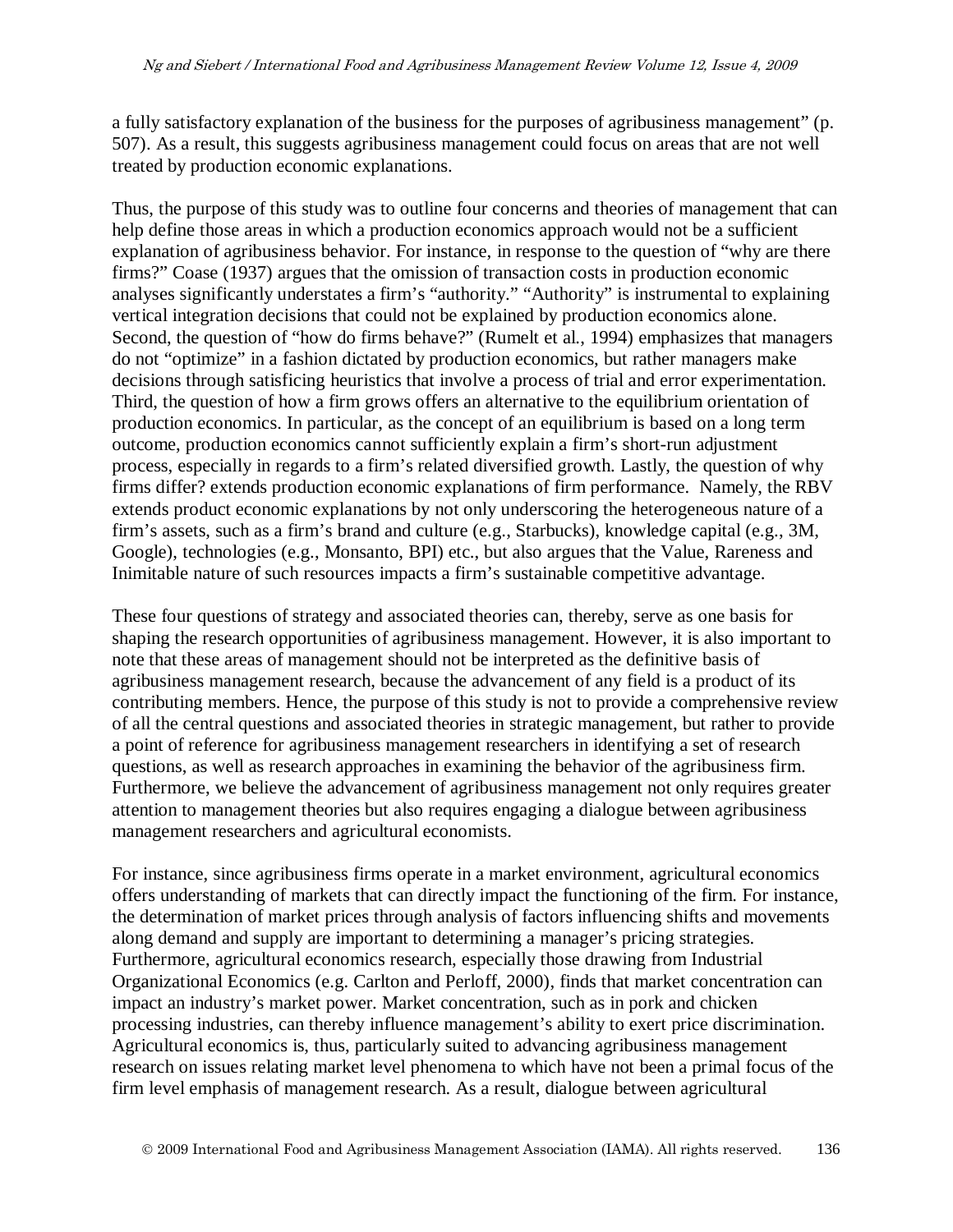a fully satisfactory explanation of the business for the purposes of agribusiness management" (p. 507). As a result, this suggests agribusiness management could focus on areas that are not well treated by production economic explanations.

Thus, the purpose of this study was to outline four concerns and theories of management that can help define those areas in which a production economics approach would not be a sufficient explanation of agribusiness behavior. For instance, in response to the question of "why are there firms?" Coase (1937) argues that the omission of transaction costs in production economic analyses significantly understates a firm's "authority." "Authority" is instrumental to explaining vertical integration decisions that could not be explained by production economics alone. Second, the question of "how do firms behave?" (Rumelt et al., 1994) emphasizes that managers do not "optimize" in a fashion dictated by production economics, but rather managers make decisions through satisficing heuristics that involve a process of trial and error experimentation. Third, the question of how a firm grows offers an alternative to the equilibrium orientation of production economics. In particular, as the concept of an equilibrium is based on a long term outcome, production economics cannot sufficiently explain a firm's short-run adjustment process, especially in regards to a firm's related diversified growth. Lastly, the question of why firms differ? extends production economic explanations of firm performance. Namely, the RBV extends product economic explanations by not only underscoring the heterogeneous nature of a firm's assets, such as a firm's brand and culture (e.g., Starbucks), knowledge capital (e.g., 3M, Google), technologies (e.g., Monsanto, BPI) etc., but also argues that the Value, Rareness and Inimitable nature of such resources impacts a firm's sustainable competitive advantage.

These four questions of strategy and associated theories can, thereby, serve as one basis for shaping the research opportunities of agribusiness management. However, it is also important to note that these areas of management should not be interpreted as the definitive basis of agribusiness management research, because the advancement of any field is a product of its contributing members. Hence, the purpose of this study is not to provide a comprehensive review of all the central questions and associated theories in strategic management, but rather to provide a point of reference for agribusiness management researchers in identifying a set of research questions, as well as research approaches in examining the behavior of the agribusiness firm. Furthermore, we believe the advancement of agribusiness management not only requires greater attention to management theories but also requires engaging a dialogue between agribusiness management researchers and agricultural economists.

For instance, since agribusiness firms operate in a market environment, agricultural economics offers understanding of markets that can directly impact the functioning of the firm. For instance, the determination of market prices through analysis of factors influencing shifts and movements along demand and supply are important to determining a manager's pricing strategies. Furthermore, agricultural economics research, especially those drawing from Industrial Organizational Economics (e.g. Carlton and Perloff, 2000), finds that market concentration can impact an industry's market power. Market concentration, such as in pork and chicken processing industries, can thereby influence management's ability to exert price discrimination. Agricultural economics is, thus, particularly suited to advancing agribusiness management research on issues relating market level phenomena to which have not been a primal focus of the firm level emphasis of management research. As a result, dialogue between agricultural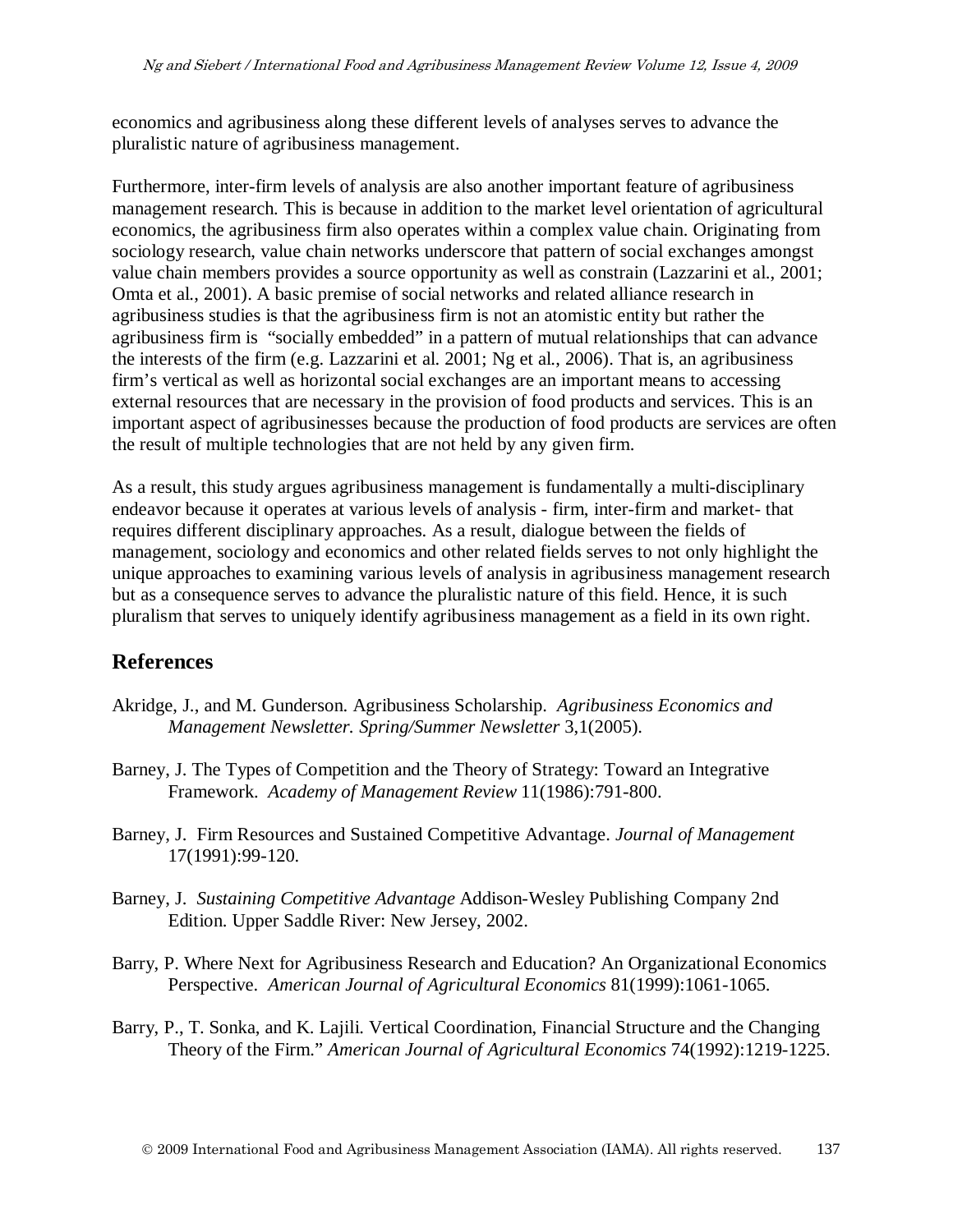economics and agribusiness along these different levels of analyses serves to advance the pluralistic nature of agribusiness management.

Furthermore, inter-firm levels of analysis are also another important feature of agribusiness management research. This is because in addition to the market level orientation of agricultural economics, the agribusiness firm also operates within a complex value chain. Originating from sociology research, value chain networks underscore that pattern of social exchanges amongst value chain members provides a source opportunity as well as constrain (Lazzarini et al., 2001; Omta et al., 2001). A basic premise of social networks and related alliance research in agribusiness studies is that the agribusiness firm is not an atomistic entity but rather the agribusiness firm is "socially embedded" in a pattern of mutual relationships that can advance the interests of the firm (e.g. Lazzarini et al. 2001; Ng et al., 2006). That is, an agribusiness firm's vertical as well as horizontal social exchanges are an important means to accessing external resources that are necessary in the provision of food products and services. This is an important aspect of agribusinesses because the production of food products are services are often the result of multiple technologies that are not held by any given firm.

As a result, this study argues agribusiness management is fundamentally a multi-disciplinary endeavor because it operates at various levels of analysis - firm, inter-firm and market- that requires different disciplinary approaches. As a result, dialogue between the fields of management, sociology and economics and other related fields serves to not only highlight the unique approaches to examining various levels of analysis in agribusiness management research but as a consequence serves to advance the pluralistic nature of this field. Hence, it is such pluralism that serves to uniquely identify agribusiness management as a field in its own right.

## References

Akridge, J., and M. Gunderson. Agribusiness Scholarship. *Agribusiness Economics and Management Newsletter. Spring/Summer Newsletter* 3,1(2005).

Barney, J. The Types of Competition and the Theory of Strategy: Toward an Integrative Framework. *Academy of Management Review* 11(1986):791-800.

Barney, J. Firm Resources and Sustained Competitive Advantage. *Journal of Management* 17(1991):99-120.

Barney, J. *Sustaining Competitive Advantage* Addison-Wesley Publishing Company 2nd Edition. Upper Saddle River: New Jersey, 2002.

Barry, P. Where Next for Agribusiness Research and Education? An Organizational Economics Perspective. *American Journal of Agricultural Economics* 81(1999):1061-1065.

Barry, P., T. Sonka, and K. Lajili. Vertical Coordination, Financial Structure and the Changing Theory of the Firm." *American Journal of Agricultural Economics* 74(1992):1219-1225.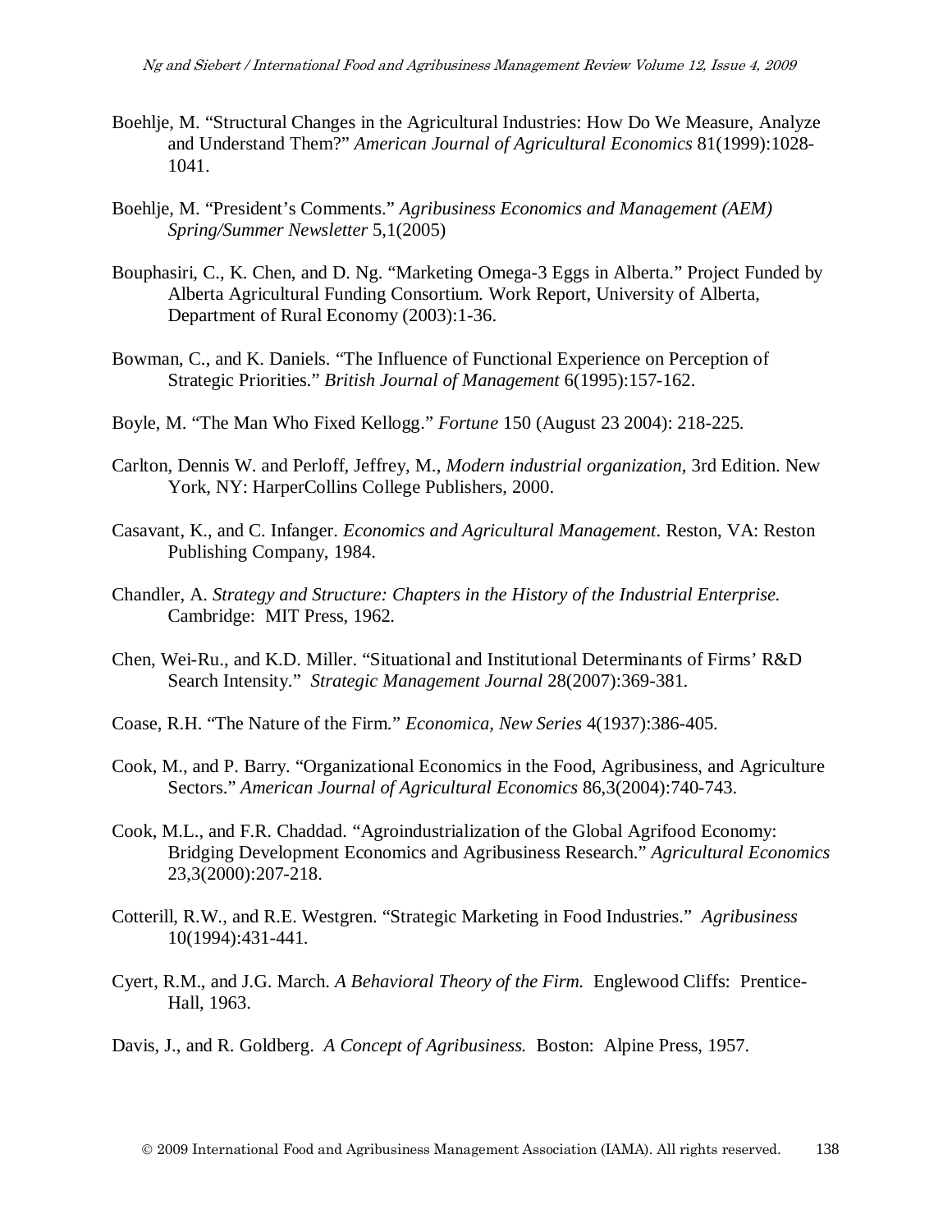Boehlje, M. "Structural Changes in the Agricultural Industries: How Do We Measure, Analyze and Understand Them?" *American Journal of Agricultural Economics* 81(1999):1028-1041.

Boehlje, M. "President's Comments." *Agribusiness Economics and Management (AEM) Spring/Summer Newsletter* 5,1(2005)

Bouphasiri, C., K. Chen, and D. Ng. "Marketing Omega-3 Eggs in Alberta." Project Funded by Alberta Agricultural Funding Consortium. Work Report, University of Alberta, Department of Rural Economy (2003):1-36.

Bowman, C., and K. Daniels. "The Influence of Functional Experience on Perception of Strategic Priorities." *British Journal of Management* 6(1995):157-162.

Boyle, M. "The Man Who Fixed Kellogg." *Fortune* 150 (August 23 2004): 218-225.

Carlton, Dennis W. and Perloff, Jeffrey, M., *Modern industrial organization*, 3rd Edition. New York, NY: HarperCollins College Publishers, 2000.

Casavant, K., and C. Infanger. *Economics and Agricultural Management*. Reston, VA: Reston Publishing Company, 1984.

Chandler, A. *Strategy and Structure: Chapters in the History of the Industrial Enterprise.* Cambridge: MIT Press, 1962.

Chen, Wei-Ru., and K.D. Miller. "Situational and Institutional Determinants of Firms' R&D Search Intensity." *Strategic Management Journal* 28(2007):369-381.

Coase, R.H. "The Nature of the Firm." *Economica, New Series* 4(1937):386-405.

Cook, M., and P. Barry. "Organizational Economics in the Food, Agribusiness, and Agriculture Sectors." *American Journal of Agricultural Economics* 86,3(2004):740-743.

Cook, M.L., and F.R. Chaddad. "Agroindustrialization of the Global Agrifood Economy: Bridging Development Economics and Agribusiness Research." *Agricultural Economics* 23,3(2000):207-218.

Cotterill, R.W., and R.E. Westgren. "Strategic Marketing in Food Industries." *Agribusiness* 10(1994):431-441.

Cyert, R.M., and J.G. March. *A Behavioral Theory of the Firm.* Englewood Cliffs: Prentice-Hall, 1963.

Davis, J., and R. Goldberg. *A Concept of Agribusiness.* Boston: Alpine Press, 1957.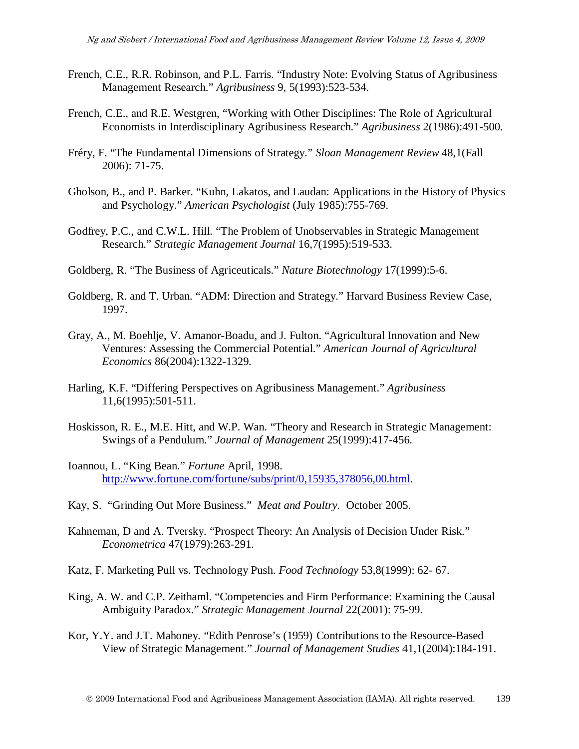French, C.E., R.R. Robinson, and P.L. Farris. "Industry Note: Evolving Status of Agribusiness Management Research." *Agribusiness* 9, 5(1993):523-534.

French, C.E., and R.E. Westgren, "Working with Other Disciplines: The Role of Agricultural Economists in Interdisciplinary Agribusiness Research." *Agribusiness* 2(1986):491-500.

Fréry, F. "The Fundamental Dimensions of Strategy." *Sloan Management Review* 48,1(Fall 2006): 71-75.

Gholson, B., and P. Barker. "Kuhn, Lakatos, and Laudan: Applications in the History of Physics and Psychology." *American Psychologist* (July 1985):755-769.

Godfrey, P.C., and C.W.L. Hill. "The Problem of Unobservables in Strategic Management Research." *Strategic Management Journal* 16,7(1995):519-533.

Goldberg, R. "The Business of Agriceuticals." *Nature Biotechnology* 17(1999):5-6.

Goldberg, R. and T. Urban. "ADM: Direction and Strategy." Harvard Business Review Case, 1997.

Gray, A., M. Boehlje, V. Amanor-Boadu, and J. Fulton. "Agricultural Innovation and New Ventures: Assessing the Commercial Potential." *American Journal of Agricultural Economics* 86(2004):1322-1329.

Harling, K.F. "Differing Perspectives on Agribusiness Management." *Agribusiness* 11,6(1995):501-511.

Hoskisson, R. E., M.E. Hitt, and W.P. Wan. "Theory and Research in Strategic Management: Swings of a Pendulum." *Journal of Management* 25(1999):417-456.

Ioannou, L. "King Bean." *Fortune* April, 1998. http://www.fortune.com/fortune/subs/print/0,15935,378056,00.html.

Kay, S. "Grinding Out More Business." *Meat and Poultry.* October 2005.

Kahneman, D and A. Tversky. "Prospect Theory: An Analysis of Decision Under Risk." *Econometrica* 47(1979):263-291.

Katz, F. Marketing Pull vs. Technology Push. *Food Technology* 53,8(1999): 62- 67.

King, A. W. and C.P. Zeithaml. "Competencies and Firm Performance: Examining the Causal Ambiguity Paradox." *Strategic Management Journal* 22(2001): 75-99.

Kor, Y.Y. and J.T. Mahoney. "Edith Penrose's (1959) Contributions to the Resource-Based View of Strategic Management." *Journal of Management Studies* 41,1(2004):184-191.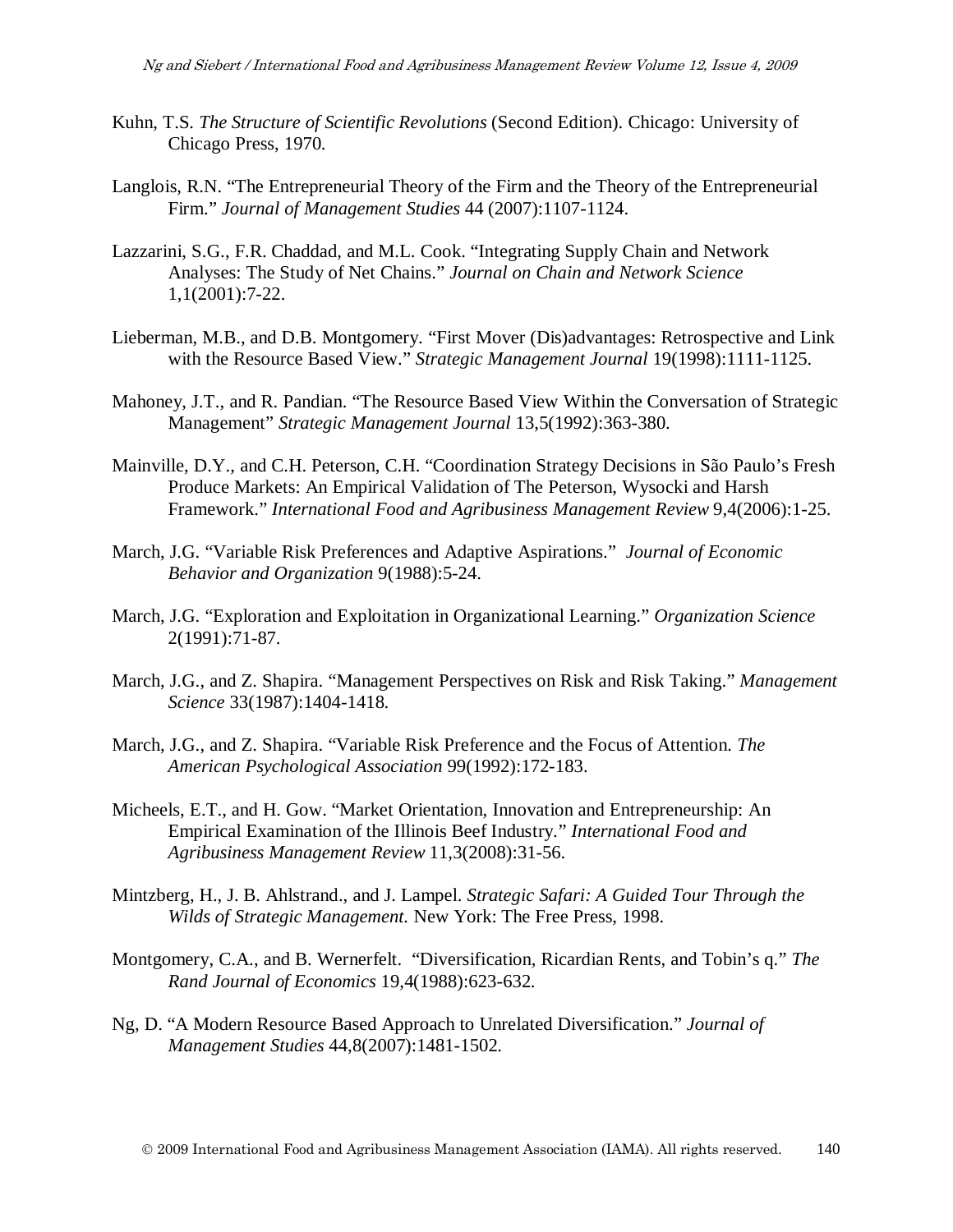Kuhn, T.S. *The Structure of Scientific Revolutions* (Second Edition). Chicago: University of Chicago Press, 1970.

Langlois, R.N. "The Entrepreneurial Theory of the Firm and the Theory of the Entrepreneurial Firm." *Journal of Management Studies* 44 (2007):1107-1124.

Lazzarini, S.G., F.R. Chaddad, and M.L. Cook. "Integrating Supply Chain and Network Analyses: The Study of Net Chains." *Journal on Chain and Network Science* 1,1(2001):7-22.

Lieberman, M.B., and D.B. Montgomery. "First Mover (Dis)advantages: Retrospective and Link with the Resource Based View." *Strategic Management Journal* 19(1998):1111-1125.

Mahoney, J.T., and R. Pandian. "The Resource Based View Within the Conversation of Strategic Management" *Strategic Management Journal* 13,5(1992):363-380.

Mainville, D.Y., and C.H. Peterson, C.H. "Coordination Strategy Decisions in São Paulo's Fresh Produce Markets: An Empirical Validation of The Peterson, Wysocki and Harsh Framework." *International Food and Agribusiness Management Review* 9,4(2006):1-25.

March, J.G. "Variable Risk Preferences and Adaptive Aspirations." *Journal of Economic Behavior and Organization* 9(1988):5-24.

March, J.G. "Exploration and Exploitation in Organizational Learning." *Organization Science* 2(1991):71-87.

March, J.G., and Z. Shapira. "Management Perspectives on Risk and Risk Taking." *Management Science* 33(1987):1404-1418.

March, J.G., and Z. Shapira. "Variable Risk Preference and the Focus of Attention. *The American Psychological Association* 99(1992):172-183.

Micheels, E.T., and H. Gow. "Market Orientation, Innovation and Entrepreneurship: An Empirical Examination of the Illinois Beef Industry." *International Food and Agribusiness Management Review* 11,3(2008):31-56.

Mintzberg, H., J. B. Ahlstrand., and J. Lampel. *Strategic Safari: A Guided Tour Through the Wilds of Strategic Management.* New York: The Free Press, 1998.

Montgomery, C.A., and B. Wernerfelt. "Diversification, Ricardian Rents, and Tobin's q." *The Rand Journal of Economics* 19,4(1988):623-632.

Ng, D. "A Modern Resource Based Approach to Unrelated Diversification." *Journal of Management Studies* 44,8(2007):1481-1502.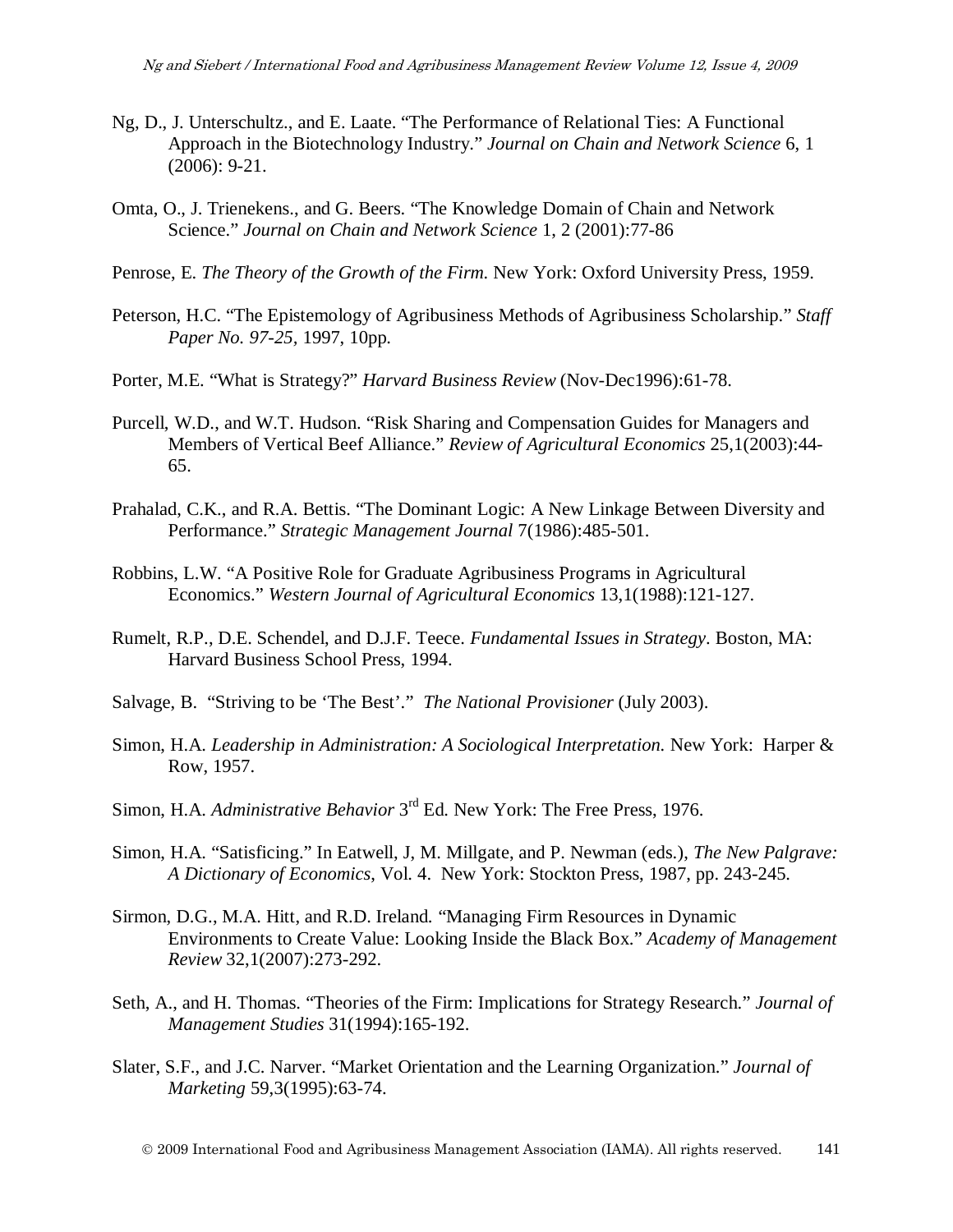Ng, D., J. Unterschultz., and E. Laate. “The Performance of Relational Ties: A Functional Approach in the Biotechnology Industry.” *Journal on Chain and Network Science* 6, 1 (2006): 9-21.

Omta, O., J. Trienekens., and G. Beers. “The Knowledge Domain of Chain and Network Science.” *Journal on Chain and Network Science* 1, 2 (2001):77-86

Penrose, E. *The Theory of the Growth of the Firm*. New York: Oxford University Press, 1959.

Peterson, H.C. “The Epistemology of Agribusiness Methods of Agribusiness Scholarship.” *Staff Paper No. 97-25*, 1997, 10pp.

Porter, M.E. “What is Strategy?” *Harvard Business Review* (Nov-Dec1996):61-78.

Purcell, W.D., and W.T. Hudson. “Risk Sharing and Compensation Guides for Managers and Members of Vertical Beef Alliance.” *Review of Agricultural Economics* 25,1(2003):44-65.

Prahalad, C.K., and R.A. Bettis. “The Dominant Logic: A New Linkage Between Diversity and Performance.” *Strategic Management Journal* 7(1986):485-501.

Robbins, L.W. “A Positive Role for Graduate Agribusiness Programs in Agricultural Economics.” *Western Journal of Agricultural Economics* 13,1(1988):121-127.

Rumelt, R.P., D.E. Schendel, and D.J.F. Teece. *Fundamental Issues in Strategy*. Boston, MA: Harvard Business School Press, 1994.

Salvage, B. “Striving to be ‘The Best’.” *The National Provisioner* (July 2003).

Simon, H.A. *Leadership in Administration: A Sociological Interpretation.* New York: Harper & Row, 1957.

Simon, H.A. *Administrative Behavior* 3rd Ed. New York: The Free Press, 1976.

Simon, H.A. “Satisficing.” In Eatwell, J, M. Millgate, and P. Newman (eds.), *The New Palgrave: A Dictionary of Economics*, Vol. 4. New York: Stockton Press, 1987, pp. 243-245.

Sirmon, D.G., M.A. Hitt, and R.D. Ireland. “Managing Firm Resources in Dynamic Environments to Create Value: Looking Inside the Black Box.” *Academy of Management Review* 32,1(2007):273-292.

Seth, A., and H. Thomas. “Theories of the Firm: Implications for Strategy Research.” *Journal of Management Studies* 31(1994):165-192.

Slater, S.F., and J.C. Narver. “Market Orientation and the Learning Organization.” *Journal of Marketing* 59,3(1995):63-74.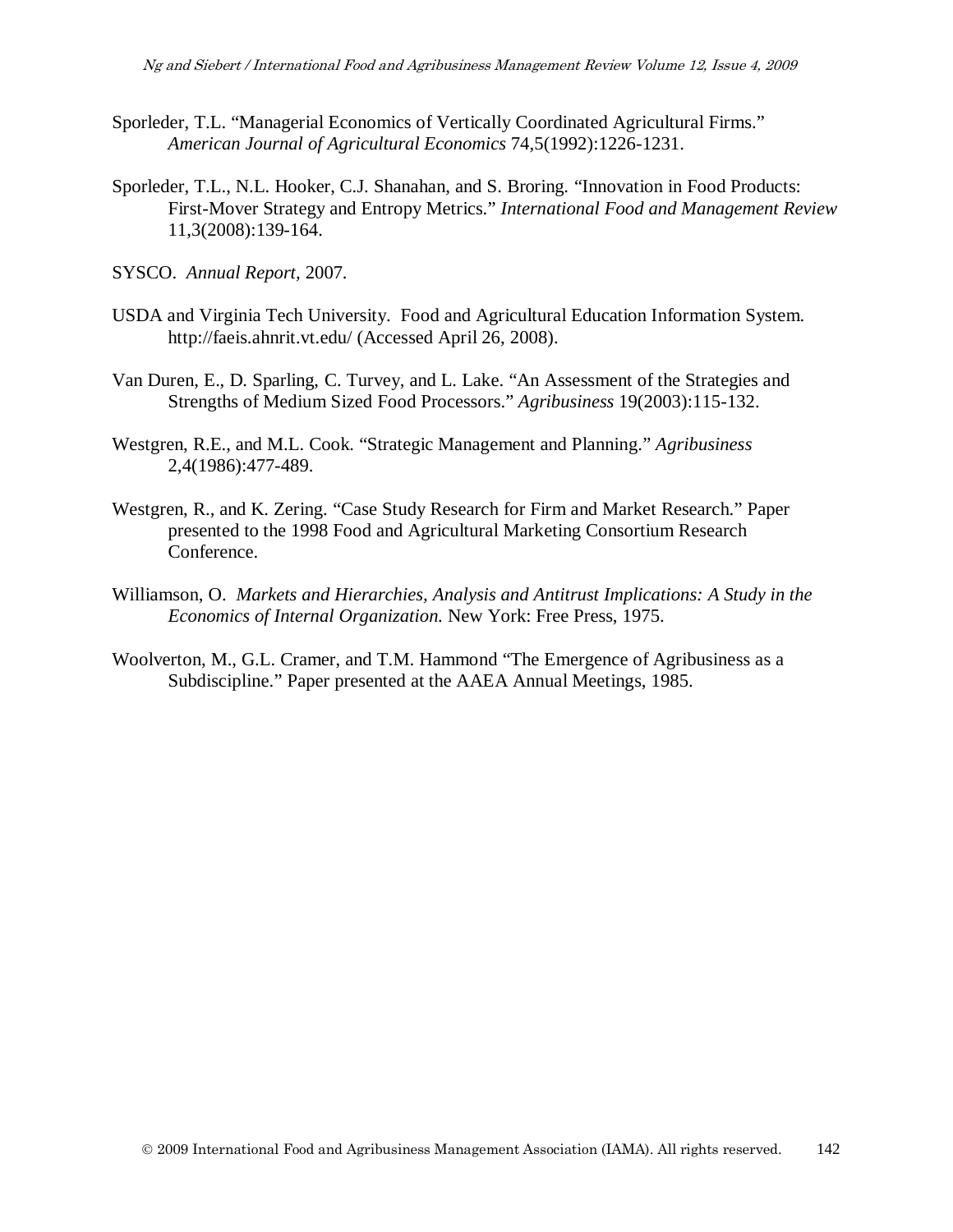Sporleder, T.L. “Managerial Economics of Vertically Coordinated Agricultural Firms.” *American Journal of Agricultural Economics* 74,5(1992):1226-1231.

Sporleder, T.L., N.L. Hooker, C.J. Shanahan, and S. Broring. “Innovation in Food Products: First-Mover Strategy and Entropy Metrics.” *International Food and Management Review* 11,3(2008):139-164.

SYSCO. *Annual Report*, 2007.

USDA and Virginia Tech University. Food and Agricultural Education Information System. http://faeis.ahnrit.vt.edu/ (Accessed April 26, 2008).

Van Duren, E., D. Sparling, C. Turvey, and L. Lake. “An Assessment of the Strategies and Strengths of Medium Sized Food Processors.” *Agribusiness* 19(2003):115-132.

Westgren, R.E., and M.L. Cook. “Strategic Management and Planning.” *Agribusiness* 2,4(1986):477-489.

Westgren, R., and K. Zering. “Case Study Research for Firm and Market Research.” Paper presented to the 1998 Food and Agricultural Marketing Consortium Research Conference.

Williamson, O. *Markets and Hierarchies, Analysis and Antitrust Implications: A Study in the Economics of Internal Organization.* New York: Free Press, 1975.

Woolverton, M., G.L. Cramer, and T.M. Hammond “The Emergence of Agribusiness as a Subdiscipline.” Paper presented at the AAEA Annual Meetings, 1985.